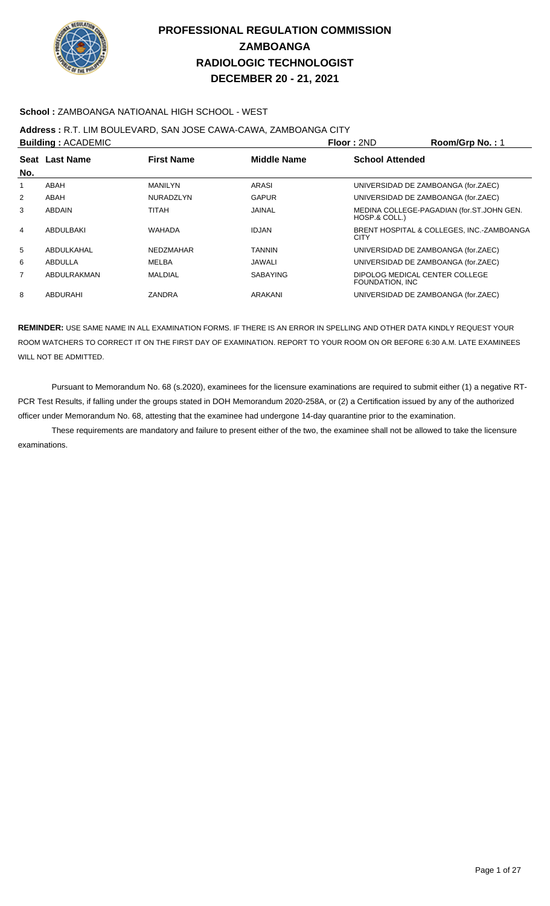# PROFESSIONAL REGULATION COMMISSION
## ZAMBOANGA
## RADIOLOGIC TECHNOLOGIST
## DECEMBER 20 - 21, 2021

**School :** ZAMBOANGA NATIOANAL HIGH SCHOOL - WEST

**Address :** R.T. LIM BOULEVARD, SAN JOSE CAWA-CAWA, ZAMBOANGA CITY

**Building :** ACADEMIC **Floor :** 2ND **Room/Grp No. :** 1

| Seat No. | Last Name | First Name | Middle Name | School Attended |
|---|---|---|---|---|
| 1 | ABAH | MANILYN | ARASI | UNIVERSIDAD DE ZAMBOANGA (for.ZAEC) |
| 2 | ABAH | NURADZLYN | GAPUR | UNIVERSIDAD DE ZAMBOANGA (for.ZAEC) |
| 3 | ABDAIN | TITAH | JAINAL | MEDINA COLLEGE-PAGADIAN (for.ST.JOHN GEN. HOSP.& COLL.) |
| 4 | ABDULBAKI | WAHADA | IDJAN | BRENT HOSPITAL & COLLEGES, INC.-ZAMBOANGA CITY |
| 5 | ABDULKAHAL | NEDZMAHAR | TANNIN | UNIVERSIDAD DE ZAMBOANGA (for.ZAEC) |
| 6 | ABDULLA | MELBA | JAWALI | UNIVERSIDAD DE ZAMBOANGA (for.ZAEC) |
| 7 | ABDULRAKMAN | MALDIAL | SABAYING | DIPOLOG MEDICAL CENTER COLLEGE FOUNDATION, INC |
| 8 | ABDURAHI | ZANDRA | ARAKANI | UNIVERSIDAD DE ZAMBOANGA (for.ZAEC) |

**REMINDER:** USE SAME NAME IN ALL EXAMINATION FORMS. IF THERE IS AN ERROR IN SPELLING AND OTHER DATA KINDLY REQUEST YOUR ROOM WATCHERS TO CORRECT IT ON THE FIRST DAY OF EXAMINATION. REPORT TO YOUR ROOM ON OR BEFORE 6:30 A.M. LATE EXAMINEES WILL NOT BE ADMITTED.

Pursuant to Memorandum No. 68 (s.2020), examinees for the licensure examinations are required to submit either (1) a negative RT-PCR Test Results, if falling under the groups stated in DOH Memorandum 2020-258A, or (2) a Certification issued by any of the authorized officer under Memorandum No. 68, attesting that the examinee had undergone 14-day quarantine prior to the examination.

These requirements are mandatory and failure to present either of the two, the examinee shall not be allowed to take the licensure examinations.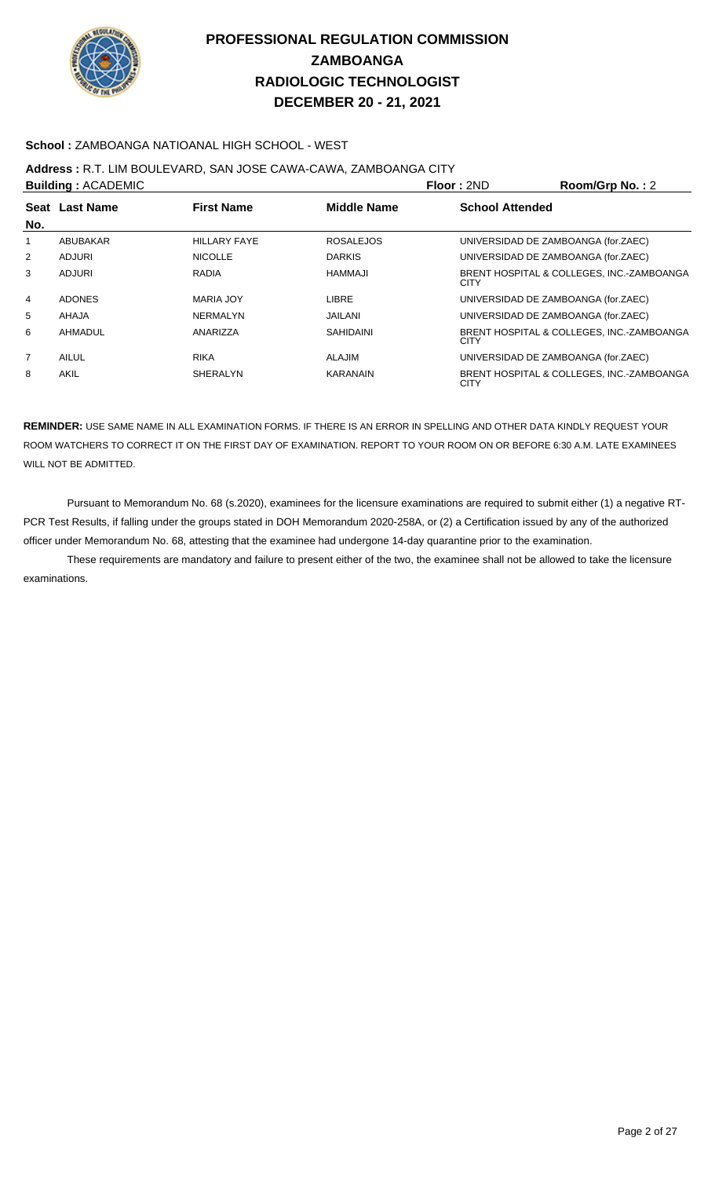# PROFESSIONAL REGULATION COMMISSION
# ZAMBOANGA
# RADIOLOGIC TECHNOLOGIST
# DECEMBER 20 - 21, 2021

**School :** ZAMBOANGA NATIOANAL HIGH SCHOOL - WEST

**Address :** R.T. LIM BOULEVARD, SAN JOSE CAWA-CAWA, ZAMBOANGA CITY

**Building :** ACADEMIC **Floor :** 2ND **Room/Grp No. :** 2

| Seat No. | Last Name | First Name | Middle Name | School Attended |
|---|---|---|---|---|
| 1 | ABUBAKAR | HILLARY FAYE | ROSALEJOS | UNIVERSIDAD DE ZAMBOANGA (for.ZAEC) |
| 2 | ADJURI | NICOLLE | DARKIS | UNIVERSIDAD DE ZAMBOANGA (for.ZAEC) |
| 3 | ADJURI | RADIA | HAMMAJI | BRENT HOSPITAL & COLLEGES, INC.-ZAMBOANGA CITY |
| 4 | ADONES | MARIA JOY | LIBRE | UNIVERSIDAD DE ZAMBOANGA (for.ZAEC) |
| 5 | AHAJA | NERMALYN | JAILANI | UNIVERSIDAD DE ZAMBOANGA (for.ZAEC) |
| 6 | AHMADUL | ANARIZZA | SAHIDAINI | BRENT HOSPITAL & COLLEGES, INC.-ZAMBOANGA CITY |
| 7 | AILUL | RIKA | ALAJIM | UNIVERSIDAD DE ZAMBOANGA (for.ZAEC) |
| 8 | AKIL | SHERALYN | KARANAIN | BRENT HOSPITAL & COLLEGES, INC.-ZAMBOANGA CITY |

**REMINDER:** USE SAME NAME IN ALL EXAMINATION FORMS. IF THERE IS AN ERROR IN SPELLING AND OTHER DATA KINDLY REQUEST YOUR ROOM WATCHERS TO CORRECT IT ON THE FIRST DAY OF EXAMINATION. REPORT TO YOUR ROOM ON OR BEFORE 6:30 A.M. LATE EXAMINEES WILL NOT BE ADMITTED.

Pursuant to Memorandum No. 68 (s.2020), examinees for the licensure examinations are required to submit either (1) a negative RT-PCR Test Results, if falling under the groups stated in DOH Memorandum 2020-258A, or (2) a Certification issued by any of the authorized officer under Memorandum No. 68, attesting that the examinee had undergone 14-day quarantine prior to the examination.

These requirements are mandatory and failure to present either of the two, the examinee shall not be allowed to take the licensure examinations.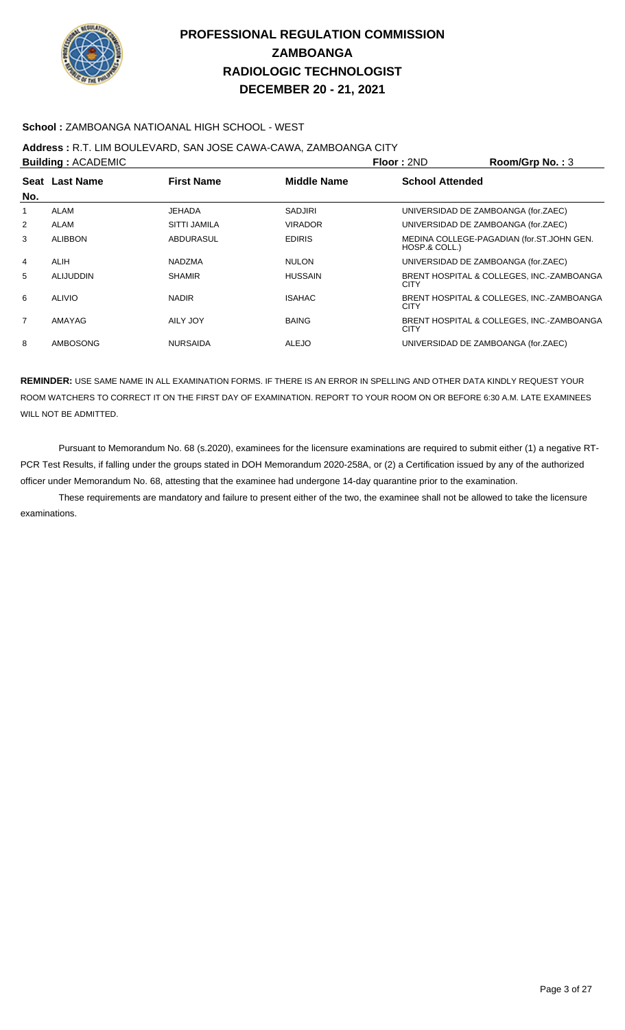# PROFESSIONAL REGULATION COMMISSION
## ZAMBOANGA
## RADIOLOGIC TECHNOLOGIST
## DECEMBER 20 - 21, 2021

**School :** ZAMBOANGA NATIOANAL HIGH SCHOOL - WEST

**Address :** R.T. LIM BOULEVARD, SAN JOSE CAWA-CAWA, ZAMBOANGA CITY

**Building :** ACADEMIC **Floor :** 2ND **Room/Grp No. :** 3

| Seat No. | Last Name | First Name | Middle Name | School Attended |
|---|---|---|---|---|
| 1 | ALAM | JEHADA | SADJIRI | UNIVERSIDAD DE ZAMBOANGA (for.ZAEC) |
| 2 | ALAM | SITTI JAMILA | VIRADOR | UNIVERSIDAD DE ZAMBOANGA (for.ZAEC) |
| 3 | ALIBBON | ABDURASUL | EDIRIS | MEDINA COLLEGE-PAGADIAN (for.ST.JOHN GEN. HOSP.& COLL.) |
| 4 | ALIH | NADZMA | NULON | UNIVERSIDAD DE ZAMBOANGA (for.ZAEC) |
| 5 | ALIJUDDIN | SHAMIR | HUSSAIN | BRENT HOSPITAL & COLLEGES, INC.-ZAMBOANGA CITY |
| 6 | ALIVIO | NADIR | ISAHAC | BRENT HOSPITAL & COLLEGES, INC.-ZAMBOANGA CITY |
| 7 | AMAYAG | AILY JOY | BAING | BRENT HOSPITAL & COLLEGES, INC.-ZAMBOANGA CITY |
| 8 | AMBOSONG | NURSAIDA | ALEJO | UNIVERSIDAD DE ZAMBOANGA (for.ZAEC) |

**REMINDER:** USE SAME NAME IN ALL EXAMINATION FORMS. IF THERE IS AN ERROR IN SPELLING AND OTHER DATA KINDLY REQUEST YOUR ROOM WATCHERS TO CORRECT IT ON THE FIRST DAY OF EXAMINATION. REPORT TO YOUR ROOM ON OR BEFORE 6:30 A.M. LATE EXAMINEES WILL NOT BE ADMITTED.

Pursuant to Memorandum No. 68 (s.2020), examinees for the licensure examinations are required to submit either (1) a negative RT-PCR Test Results, if falling under the groups stated in DOH Memorandum 2020-258A, or (2) a Certification issued by any of the authorized officer under Memorandum No. 68, attesting that the examinee had undergone 14-day quarantine prior to the examination.

These requirements are mandatory and failure to present either of the two, the examinee shall not be allowed to take the licensure examinations.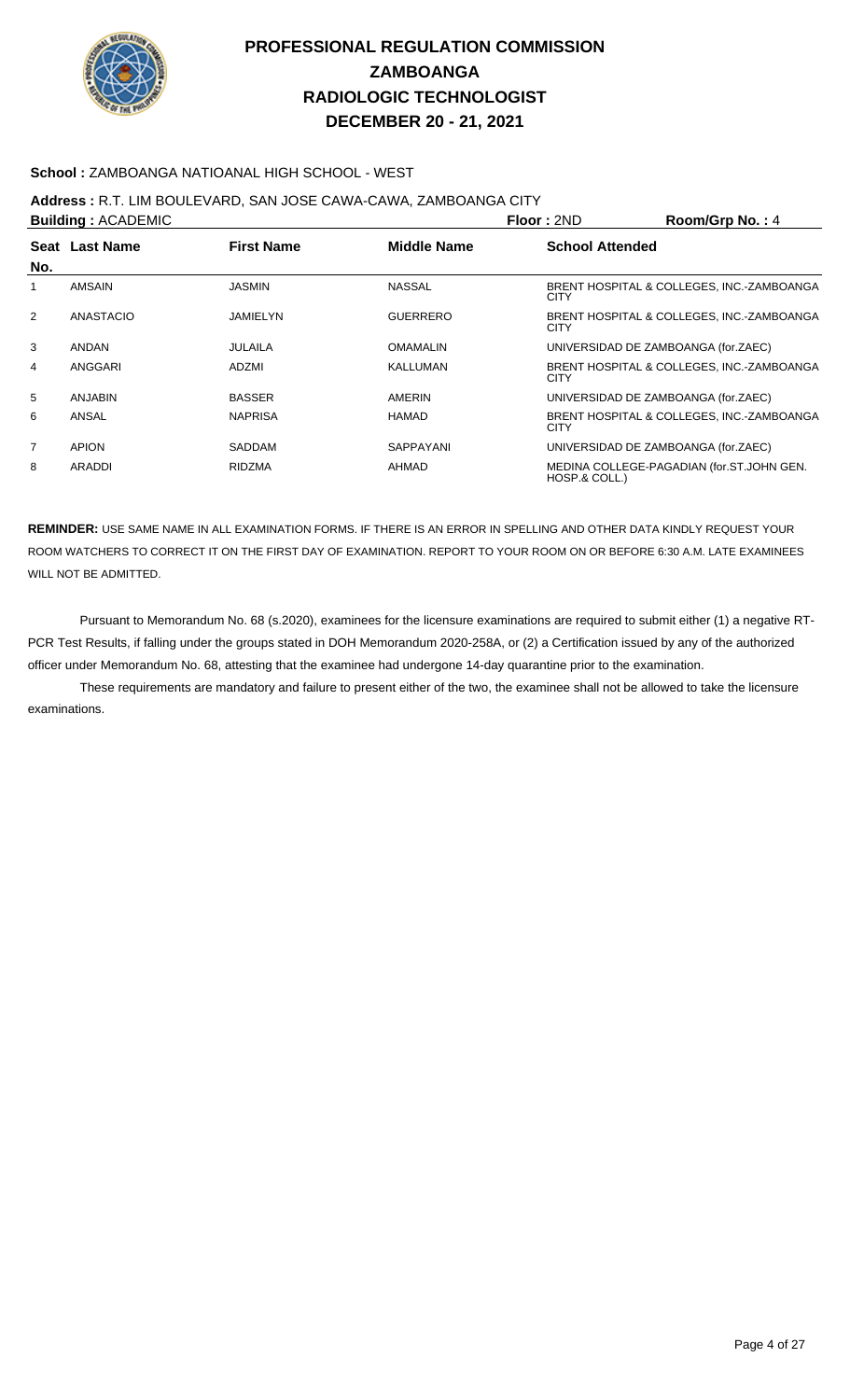# PROFESSIONAL REGULATION COMMISSION
# ZAMBOANGA
# RADIOLOGIC TECHNOLOGIST
# DECEMBER 20 - 21, 2021

**School :** ZAMBOANGA NATIOANAL HIGH SCHOOL - WEST

**Address :** R.T. LIM BOULEVARD, SAN JOSE CAWA-CAWA, ZAMBOANGA CITY

**Building :** ACADEMIC **Floor :** 2ND **Room/Grp No. :** 4

| Seat No. | Last Name | First Name | Middle Name | School Attended |
|---|---|---|---|---|
| 1 | AMSAIN | JASMIN | NASSAL | BRENT HOSPITAL & COLLEGES, INC.-ZAMBOANGA CITY |
| 2 | ANASTACIO | JAMIELYN | GUERRERO | BRENT HOSPITAL & COLLEGES, INC.-ZAMBOANGA CITY |
| 3 | ANDAN | JULAILA | OMAMALIN | UNIVERSIDAD DE ZAMBOANGA (for.ZAEC) |
| 4 | ANGGARI | ADZMI | KALLUMAN | BRENT HOSPITAL & COLLEGES, INC.-ZAMBOANGA CITY |
| 5 | ANJABIN | BASSER | AMERIN | UNIVERSIDAD DE ZAMBOANGA (for.ZAEC) |
| 6 | ANSAL | NAPRISA | HAMAD | BRENT HOSPITAL & COLLEGES, INC.-ZAMBOANGA CITY |
| 7 | APION | SADDAM | SAPPAYANI | UNIVERSIDAD DE ZAMBOANGA (for.ZAEC) |
| 8 | ARADDI | RIDZMA | AHMAD | MEDINA COLLEGE-PAGADIAN (for.ST.JOHN GEN. HOSP.& COLL.) |

**REMINDER:** USE SAME NAME IN ALL EXAMINATION FORMS. IF THERE IS AN ERROR IN SPELLING AND OTHER DATA KINDLY REQUEST YOUR ROOM WATCHERS TO CORRECT IT ON THE FIRST DAY OF EXAMINATION. REPORT TO YOUR ROOM ON OR BEFORE 6:30 A.M. LATE EXAMINEES WILL NOT BE ADMITTED.

Pursuant to Memorandum No. 68 (s.2020), examinees for the licensure examinations are required to submit either (1) a negative RT-PCR Test Results, if falling under the groups stated in DOH Memorandum 2020-258A, or (2) a Certification issued by any of the authorized officer under Memorandum No. 68, attesting that the examinee had undergone 14-day quarantine prior to the examination.

These requirements are mandatory and failure to present either of the two, the examinee shall not be allowed to take the licensure examinations.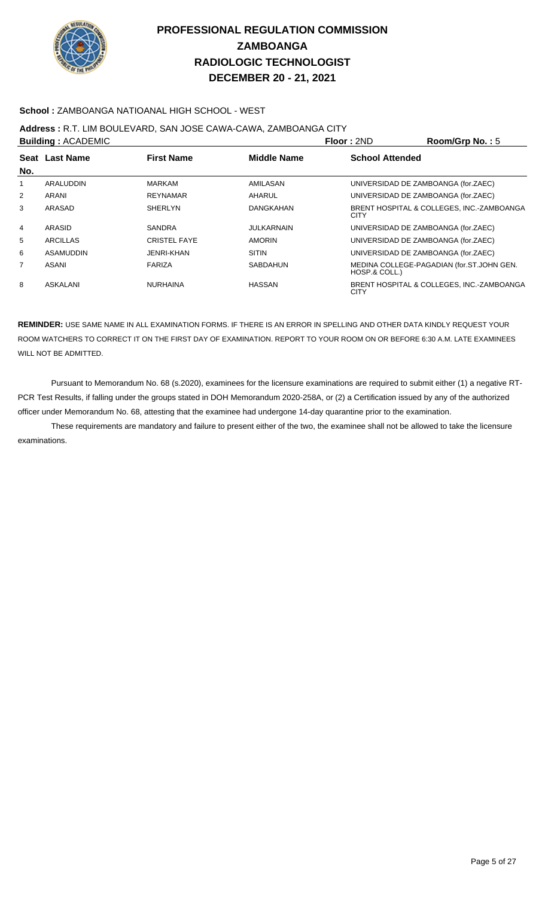# PROFESSIONAL REGULATION COMMISSION
# ZAMBOANGA
# RADIOLOGIC TECHNOLOGIST
# DECEMBER 20 - 21, 2021

**School :** ZAMBOANGA NATIOANAL HIGH SCHOOL - WEST

**Address :** R.T. LIM BOULEVARD, SAN JOSE CAWA-CAWA, ZAMBOANGA CITY

**Building :** ACADEMIC **Floor :** 2ND **Room/Grp No. :** 5

| Seat No. | Last Name | First Name | Middle Name | School Attended |
|---|---|---|---|---|
| 1 | ARALUDDIN | MARKAM | AMILASAN | UNIVERSIDAD DE ZAMBOANGA (for.ZAEC) |
| 2 | ARANI | REYNAMAR | AHARUL | UNIVERSIDAD DE ZAMBOANGA (for.ZAEC) |
| 3 | ARASAD | SHERLYN | DANGKAHAN | BRENT HOSPITAL & COLLEGES, INC.-ZAMBOANGA CITY |
| 4 | ARASID | SANDRA | JULKARNAIN | UNIVERSIDAD DE ZAMBOANGA (for.ZAEC) |
| 5 | ARCILLAS | CRISTEL FAYE | AMORIN | UNIVERSIDAD DE ZAMBOANGA (for.ZAEC) |
| 6 | ASAMUDDIN | JENRI-KHAN | SITIN | UNIVERSIDAD DE ZAMBOANGA (for.ZAEC) |
| 7 | ASANI | FARIZA | SABDAHUN | MEDINA COLLEGE-PAGADIAN (for.ST.JOHN GEN. HOSP.& COLL.) |
| 8 | ASKALANI | NURHAINA | HASSAN | BRENT HOSPITAL & COLLEGES, INC.-ZAMBOANGA CITY |

**REMINDER:** USE SAME NAME IN ALL EXAMINATION FORMS. IF THERE IS AN ERROR IN SPELLING AND OTHER DATA KINDLY REQUEST YOUR ROOM WATCHERS TO CORRECT IT ON THE FIRST DAY OF EXAMINATION. REPORT TO YOUR ROOM ON OR BEFORE 6:30 A.M. LATE EXAMINEES WILL NOT BE ADMITTED.

Pursuant to Memorandum No. 68 (s.2020), examinees for the licensure examinations are required to submit either (1) a negative RT-PCR Test Results, if falling under the groups stated in DOH Memorandum 2020-258A, or (2) a Certification issued by any of the authorized officer under Memorandum No. 68, attesting that the examinee had undergone 14-day quarantine prior to the examination.

These requirements are mandatory and failure to present either of the two, the examinee shall not be allowed to take the licensure examinations.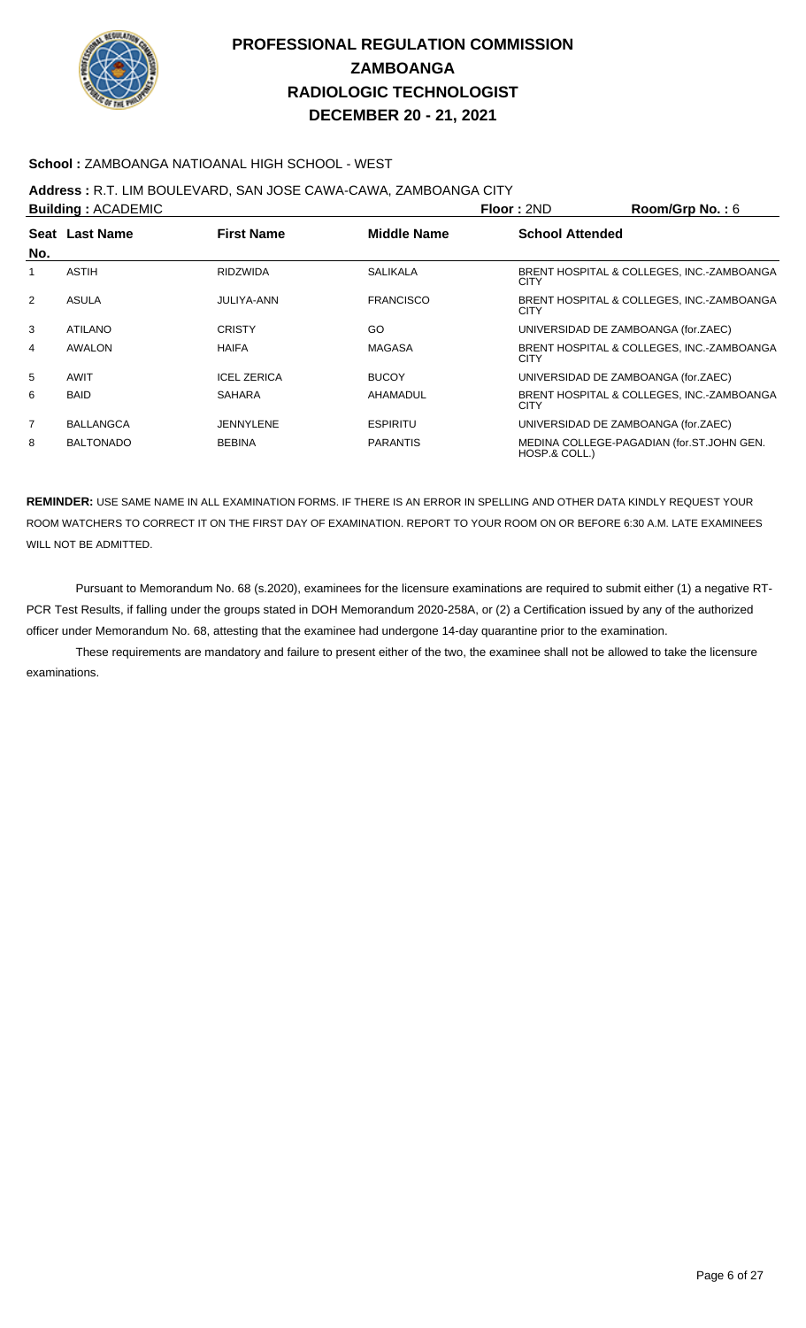# PROFESSIONAL REGULATION COMMISSION
## ZAMBOANGA
## RADIOLOGIC TECHNOLOGIST
## DECEMBER 20 - 21, 2021

**School :** ZAMBOANGA NATIOANAL HIGH SCHOOL - WEST

**Address :** R.T. LIM BOULEVARD, SAN JOSE CAWA-CAWA, ZAMBOANGA CITY

**Building :** ACADEMIC **Floor :** 2ND **Room/Grp No. :** 6

| Seat No. | Last Name | First Name | Middle Name | School Attended |
|---|---|---|---|---|
| 1 | ASTIH | RIDZWIDA | SALIKALA | BRENT HOSPITAL & COLLEGES, INC.-ZAMBOANGA CITY |
| 2 | ASULA | JULIYA-ANN | FRANCISCO | BRENT HOSPITAL & COLLEGES, INC.-ZAMBOANGA CITY |
| 3 | ATILANO | CRISTY | GO | UNIVERSIDAD DE ZAMBOANGA (for.ZAEC) |
| 4 | AWALON | HAIFA | MAGASA | BRENT HOSPITAL & COLLEGES, INC.-ZAMBOANGA CITY |
| 5 | AWIT | ICEL ZERICA | BUCOY | UNIVERSIDAD DE ZAMBOANGA (for.ZAEC) |
| 6 | BAID | SAHARA | AHAMADUL | BRENT HOSPITAL & COLLEGES, INC.-ZAMBOANGA CITY |
| 7 | BALLANGCA | JENNYLENE | ESPIRITU | UNIVERSIDAD DE ZAMBOANGA (for.ZAEC) |
| 8 | BALTONADO | BEBINA | PARANTIS | MEDINA COLLEGE-PAGADIAN (for.ST.JOHN GEN. HOSP.& COLL.) |

**REMINDER:** USE SAME NAME IN ALL EXAMINATION FORMS. IF THERE IS AN ERROR IN SPELLING AND OTHER DATA KINDLY REQUEST YOUR ROOM WATCHERS TO CORRECT IT ON THE FIRST DAY OF EXAMINATION. REPORT TO YOUR ROOM ON OR BEFORE 6:30 A.M. LATE EXAMINEES WILL NOT BE ADMITTED.

Pursuant to Memorandum No. 68 (s.2020), examinees for the licensure examinations are required to submit either (1) a negative RT-PCR Test Results, if falling under the groups stated in DOH Memorandum 2020-258A, or (2) a Certification issued by any of the authorized officer under Memorandum No. 68, attesting that the examinee had undergone 14-day quarantine prior to the examination.

These requirements are mandatory and failure to present either of the two, the examinee shall not be allowed to take the licensure examinations.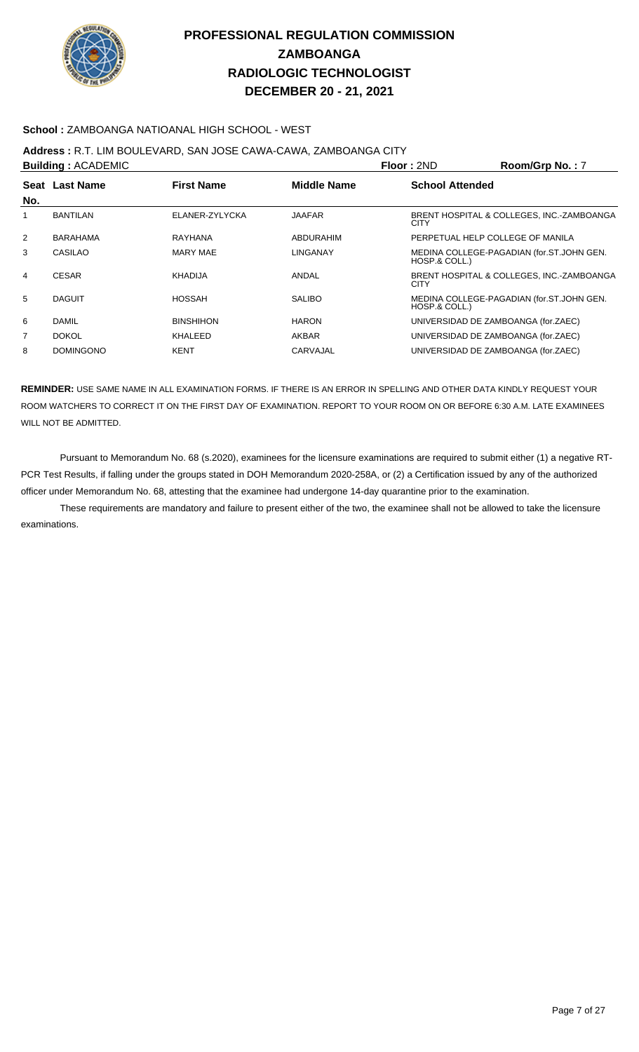# PROFESSIONAL REGULATION COMMISSION
## ZAMBOANGA
## RADIOLOGIC TECHNOLOGIST
## DECEMBER 20 - 21, 2021

**School :** ZAMBOANGA NATIOANAL HIGH SCHOOL - WEST

**Address :** R.T. LIM BOULEVARD, SAN JOSE CAWA-CAWA, ZAMBOANGA CITY

**Building :** ACADEMIC **Floor :** 2ND **Room/Grp No. :** 7

| Seat No. | Last Name | First Name | Middle Name | School Attended |
|---|---|---|---|---|
| 1 | BANTILAN | ELANER-ZYLYCKA | JAAFAR | BRENT HOSPITAL & COLLEGES, INC.-ZAMBOANGA CITY |
| 2 | BARAHAMA | RAYHANA | ABDURAHIM | PERPETUAL HELP COLLEGE OF MANILA |
| 3 | CASILAO | MARY MAE | LINGANAY | MEDINA COLLEGE-PAGADIAN (for.ST.JOHN GEN. HOSP.& COLL.) |
| 4 | CESAR | KHADIJA | ANDAL | BRENT HOSPITAL & COLLEGES, INC.-ZAMBOANGA CITY |
| 5 | DAGUIT | HOSSAH | SALIBO | MEDINA COLLEGE-PAGADIAN (for.ST.JOHN GEN. HOSP.& COLL.) |
| 6 | DAMIL | BINSHIHON | HARON | UNIVERSIDAD DE ZAMBOANGA (for.ZAEC) |
| 7 | DOKOL | KHALEED | AKBAR | UNIVERSIDAD DE ZAMBOANGA (for.ZAEC) |
| 8 | DOMINGONO | KENT | CARVAJAL | UNIVERSIDAD DE ZAMBOANGA (for.ZAEC) |

**REMINDER:** USE SAME NAME IN ALL EXAMINATION FORMS. IF THERE IS AN ERROR IN SPELLING AND OTHER DATA KINDLY REQUEST YOUR ROOM WATCHERS TO CORRECT IT ON THE FIRST DAY OF EXAMINATION. REPORT TO YOUR ROOM ON OR BEFORE 6:30 A.M. LATE EXAMINEES WILL NOT BE ADMITTED.

Pursuant to Memorandum No. 68 (s.2020), examinees for the licensure examinations are required to submit either (1) a negative RT-PCR Test Results, if falling under the groups stated in DOH Memorandum 2020-258A, or (2) a Certification issued by any of the authorized officer under Memorandum No. 68, attesting that the examinee had undergone 14-day quarantine prior to the examination.

These requirements are mandatory and failure to present either of the two, the examinee shall not be allowed to take the licensure examinations.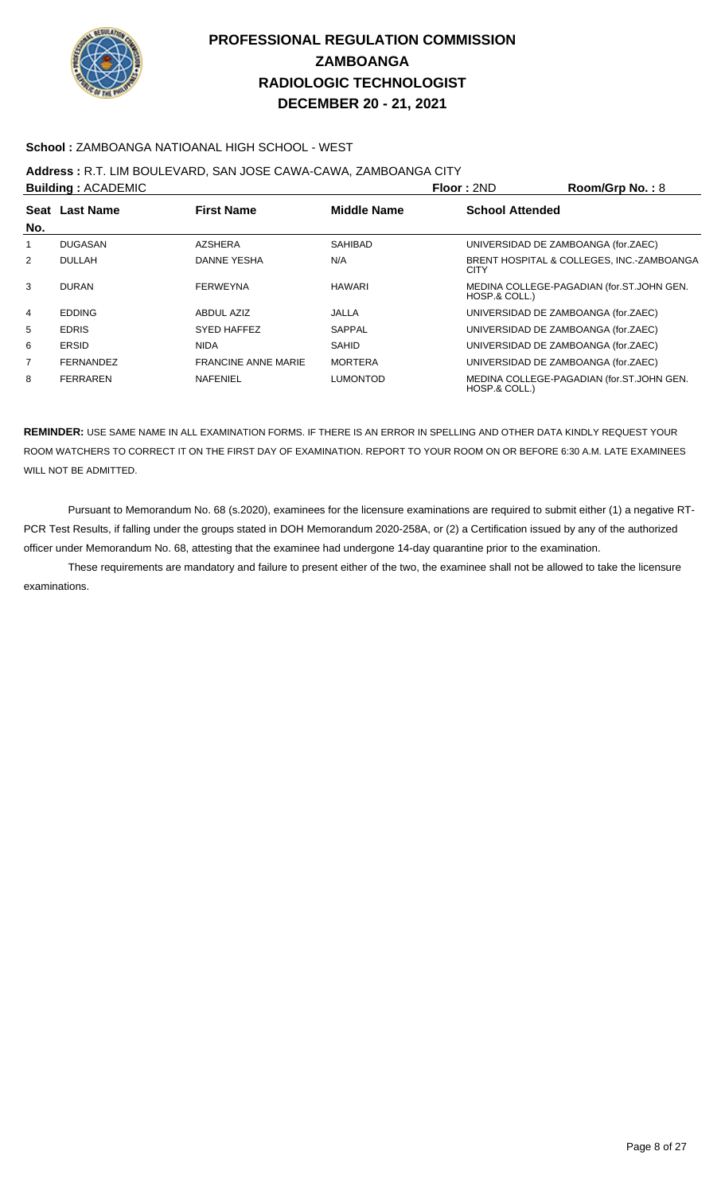# PROFESSIONAL REGULATION COMMISSION
## ZAMBOANGA
## RADIOLOGIC TECHNOLOGIST
## DECEMBER 20 - 21, 2021

**School :** ZAMBOANGA NATIOANAL HIGH SCHOOL - WEST

**Address :** R.T. LIM BOULEVARD, SAN JOSE CAWA-CAWA, ZAMBOANGA CITY

**Building :** ACADEMIC **Floor :** 2ND **Room/Grp No. :** 8

| Seat No. | Last Name | First Name | Middle Name | School Attended |
|---|---|---|---|---|
| 1 | DUGASAN | AZSHERA | SAHIBAD | UNIVERSIDAD DE ZAMBOANGA (for.ZAEC) |
| 2 | DULLAH | DANNE YESHA | N/A | BRENT HOSPITAL & COLLEGES, INC.-ZAMBOANGA CITY |
| 3 | DURAN | FERWEYNA | HAWARI | MEDINA COLLEGE-PAGADIAN (for.ST.JOHN GEN. HOSP.& COLL.) |
| 4 | EDDING | ABDUL AZIZ | JALLA | UNIVERSIDAD DE ZAMBOANGA (for.ZAEC) |
| 5 | EDRIS | SYED HAFFEZ | SAPPAL | UNIVERSIDAD DE ZAMBOANGA (for.ZAEC) |
| 6 | ERSID | NIDA | SAHID | UNIVERSIDAD DE ZAMBOANGA (for.ZAEC) |
| 7 | FERNANDEZ | FRANCINE ANNE MARIE | MORTERA | UNIVERSIDAD DE ZAMBOANGA (for.ZAEC) |
| 8 | FERRAREN | NAFENIEL | LUMONTOD | MEDINA COLLEGE-PAGADIAN (for.ST.JOHN GEN. HOSP.& COLL.) |

**REMINDER:** USE SAME NAME IN ALL EXAMINATION FORMS. IF THERE IS AN ERROR IN SPELLING AND OTHER DATA KINDLY REQUEST YOUR ROOM WATCHERS TO CORRECT IT ON THE FIRST DAY OF EXAMINATION. REPORT TO YOUR ROOM ON OR BEFORE 6:30 A.M. LATE EXAMINEES WILL NOT BE ADMITTED.

Pursuant to Memorandum No. 68 (s.2020), examinees for the licensure examinations are required to submit either (1) a negative RT-PCR Test Results, if falling under the groups stated in DOH Memorandum 2020-258A, or (2) a Certification issued by any of the authorized officer under Memorandum No. 68, attesting that the examinee had undergone 14-day quarantine prior to the examination.

These requirements are mandatory and failure to present either of the two, the examinee shall not be allowed to take the licensure examinations.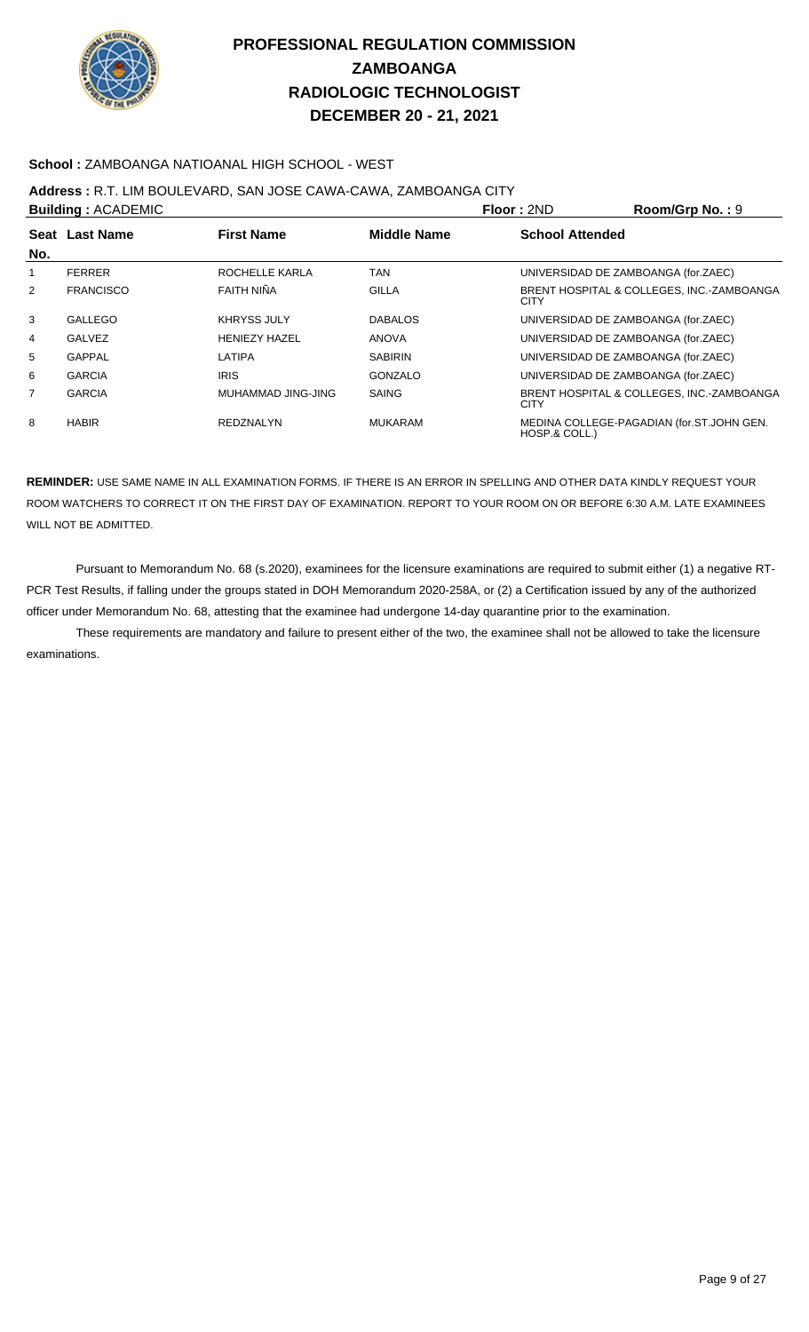# PROFESSIONAL REGULATION COMMISSION
# ZAMBOANGA
# RADIOLOGIC TECHNOLOGIST
# DECEMBER 20 - 21, 2021

**School :** ZAMBOANGA NATIOANAL HIGH SCHOOL - WEST

**Address :** R.T. LIM BOULEVARD, SAN JOSE CAWA-CAWA, ZAMBOANGA CITY

**Building :** ACADEMIC | **Floor :** 2ND | **Room/Grp No. :** 9

| Seat No. | Last Name | First Name | Middle Name | School Attended |
|---|---|---|---|---|
| 1 | FERRER | ROCHELLE KARLA | TAN | UNIVERSIDAD DE ZAMBOANGA (for.ZAEC) |
| 2 | FRANCISCO | FAITH NIÑA | GILLA | BRENT HOSPITAL & COLLEGES, INC.-ZAMBOANGA CITY |
| 3 | GALLEGO | KHRYSS JULY | DABALOS | UNIVERSIDAD DE ZAMBOANGA (for.ZAEC) |
| 4 | GALVEZ | HENIEZY HAZEL | ANOVA | UNIVERSIDAD DE ZAMBOANGA (for.ZAEC) |
| 5 | GAPPAL | LATIPA | SABIRIN | UNIVERSIDAD DE ZAMBOANGA (for.ZAEC) |
| 6 | GARCIA | IRIS | GONZALO | UNIVERSIDAD DE ZAMBOANGA (for.ZAEC) |
| 7 | GARCIA | MUHAMMAD JING-JING | SAING | BRENT HOSPITAL & COLLEGES, INC.-ZAMBOANGA CITY |
| 8 | HABIR | REDZNALYN | MUKARAM | MEDINA COLLEGE-PAGADIAN (for.ST.JOHN GEN. HOSP.& COLL.) |

**REMINDER:** USE SAME NAME IN ALL EXAMINATION FORMS. IF THERE IS AN ERROR IN SPELLING AND OTHER DATA KINDLY REQUEST YOUR ROOM WATCHERS TO CORRECT IT ON THE FIRST DAY OF EXAMINATION. REPORT TO YOUR ROOM ON OR BEFORE 6:30 A.M. LATE EXAMINEES WILL NOT BE ADMITTED.

Pursuant to Memorandum No. 68 (s.2020), examinees for the licensure examinations are required to submit either (1) a negative RT-PCR Test Results, if falling under the groups stated in DOH Memorandum 2020-258A, or (2) a Certification issued by any of the authorized officer under Memorandum No. 68, attesting that the examinee had undergone 14-day quarantine prior to the examination.

These requirements are mandatory and failure to present either of the two, the examinee shall not be allowed to take the licensure examinations.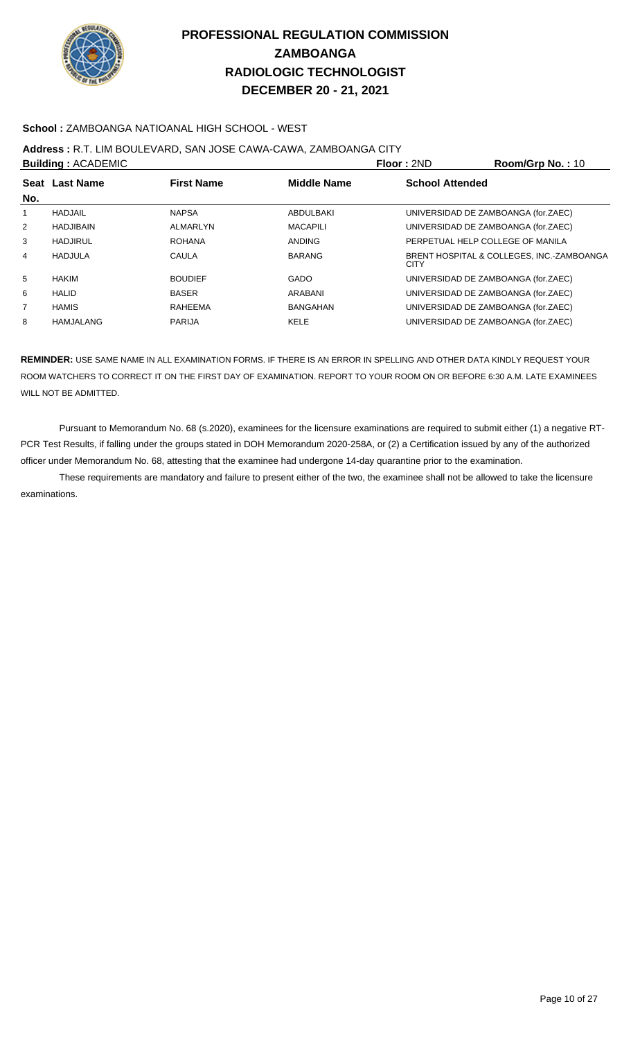# PROFESSIONAL REGULATION COMMISSION
## ZAMBOANGA
## RADIOLOGIC TECHNOLOGIST
## DECEMBER 20 - 21, 2021

**School :** ZAMBOANGA NATIOANAL HIGH SCHOOL - WEST

**Address :** R.T. LIM BOULEVARD, SAN JOSE CAWA-CAWA, ZAMBOANGA CITY

**Building :** ACADEMIC **Floor :** 2ND **Room/Grp No. :** 10

| Seat No. | Last Name | First Name | Middle Name | School Attended |
|---|---|---|---|---|
| 1 | HADJAIL | NAPSA | ABDULBAKI | UNIVERSIDAD DE ZAMBOANGA (for.ZAEC) |
| 2 | HADJIBAIN | ALMARLYN | MACAPILI | UNIVERSIDAD DE ZAMBOANGA (for.ZAEC) |
| 3 | HADJIRUL | ROHANA | ANDING | PERPETUAL HELP COLLEGE OF MANILA |
| 4 | HADJULA | CAULA | BARANG | BRENT HOSPITAL & COLLEGES, INC.-ZAMBOANGA CITY |
| 5 | HAKIM | BOUDIEF | GADO | UNIVERSIDAD DE ZAMBOANGA (for.ZAEC) |
| 6 | HALID | BASER | ARABANI | UNIVERSIDAD DE ZAMBOANGA (for.ZAEC) |
| 7 | HAMIS | RAHEEMA | BANGAHAN | UNIVERSIDAD DE ZAMBOANGA (for.ZAEC) |
| 8 | HAMJALANG | PARIJA | KELE | UNIVERSIDAD DE ZAMBOANGA (for.ZAEC) |

**REMINDER:** USE SAME NAME IN ALL EXAMINATION FORMS. IF THERE IS AN ERROR IN SPELLING AND OTHER DATA KINDLY REQUEST YOUR ROOM WATCHERS TO CORRECT IT ON THE FIRST DAY OF EXAMINATION. REPORT TO YOUR ROOM ON OR BEFORE 6:30 A.M. LATE EXAMINEES WILL NOT BE ADMITTED.

Pursuant to Memorandum No. 68 (s.2020), examinees for the licensure examinations are required to submit either (1) a negative RT-PCR Test Results, if falling under the groups stated in DOH Memorandum 2020-258A, or (2) a Certification issued by any of the authorized officer under Memorandum No. 68, attesting that the examinee had undergone 14-day quarantine prior to the examination.

These requirements are mandatory and failure to present either of the two, the examinee shall not be allowed to take the licensure examinations.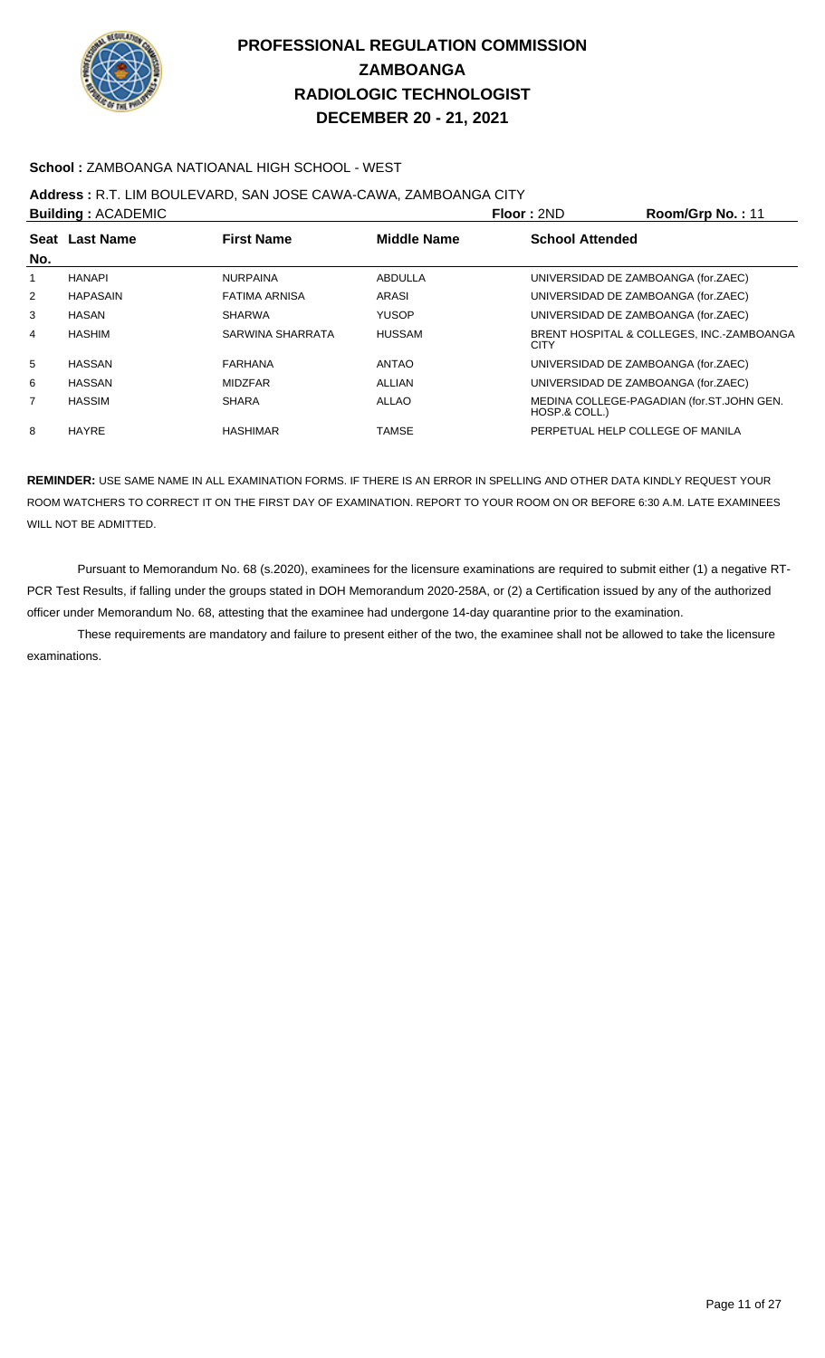# PROFESSIONAL REGULATION COMMISSION
## ZAMBOANGA
## RADIOLOGIC TECHNOLOGIST
## DECEMBER 20 - 21, 2021

**School :** ZAMBOANGA NATIOANAL HIGH SCHOOL - WEST

**Address :** R.T. LIM BOULEVARD, SAN JOSE CAWA-CAWA, ZAMBOANGA CITY

**Building :** ACADEMIC **Floor :** 2ND **Room/Grp No. :** 11

| Seat No. | Last Name | First Name | Middle Name | School Attended |
|---|---|---|---|---|
| 1 | HANAPI | NURPAINA | ABDULLA | UNIVERSIDAD DE ZAMBOANGA (for.ZAEC) |
| 2 | HAPASAIN | FATIMA ARNISA | ARASI | UNIVERSIDAD DE ZAMBOANGA (for.ZAEC) |
| 3 | HASAN | SHARWA | YUSOP | UNIVERSIDAD DE ZAMBOANGA (for.ZAEC) |
| 4 | HASHIM | SARWINA SHARRATA | HUSSAM | BRENT HOSPITAL & COLLEGES, INC.-ZAMBOANGA CITY |
| 5 | HASSAN | FARHANA | ANTAO | UNIVERSIDAD DE ZAMBOANGA (for.ZAEC) |
| 6 | HASSAN | MIDZFAR | ALLIAN | UNIVERSIDAD DE ZAMBOANGA (for.ZAEC) |
| 7 | HASSIM | SHARA | ALLAO | MEDINA COLLEGE-PAGADIAN (for.ST.JOHN GEN. HOSP.& COLL.) |
| 8 | HAYRE | HASHIMAR | TAMSE | PERPETUAL HELP COLLEGE OF MANILA |

**REMINDER:** USE SAME NAME IN ALL EXAMINATION FORMS. IF THERE IS AN ERROR IN SPELLING AND OTHER DATA KINDLY REQUEST YOUR ROOM WATCHERS TO CORRECT IT ON THE FIRST DAY OF EXAMINATION. REPORT TO YOUR ROOM ON OR BEFORE 6:30 A.M. LATE EXAMINEES WILL NOT BE ADMITTED.

Pursuant to Memorandum No. 68 (s.2020), examinees for the licensure examinations are required to submit either (1) a negative RT-PCR Test Results, if falling under the groups stated in DOH Memorandum 2020-258A, or (2) a Certification issued by any of the authorized officer under Memorandum No. 68, attesting that the examinee had undergone 14-day quarantine prior to the examination.

These requirements are mandatory and failure to present either of the two, the examinee shall not be allowed to take the licensure examinations.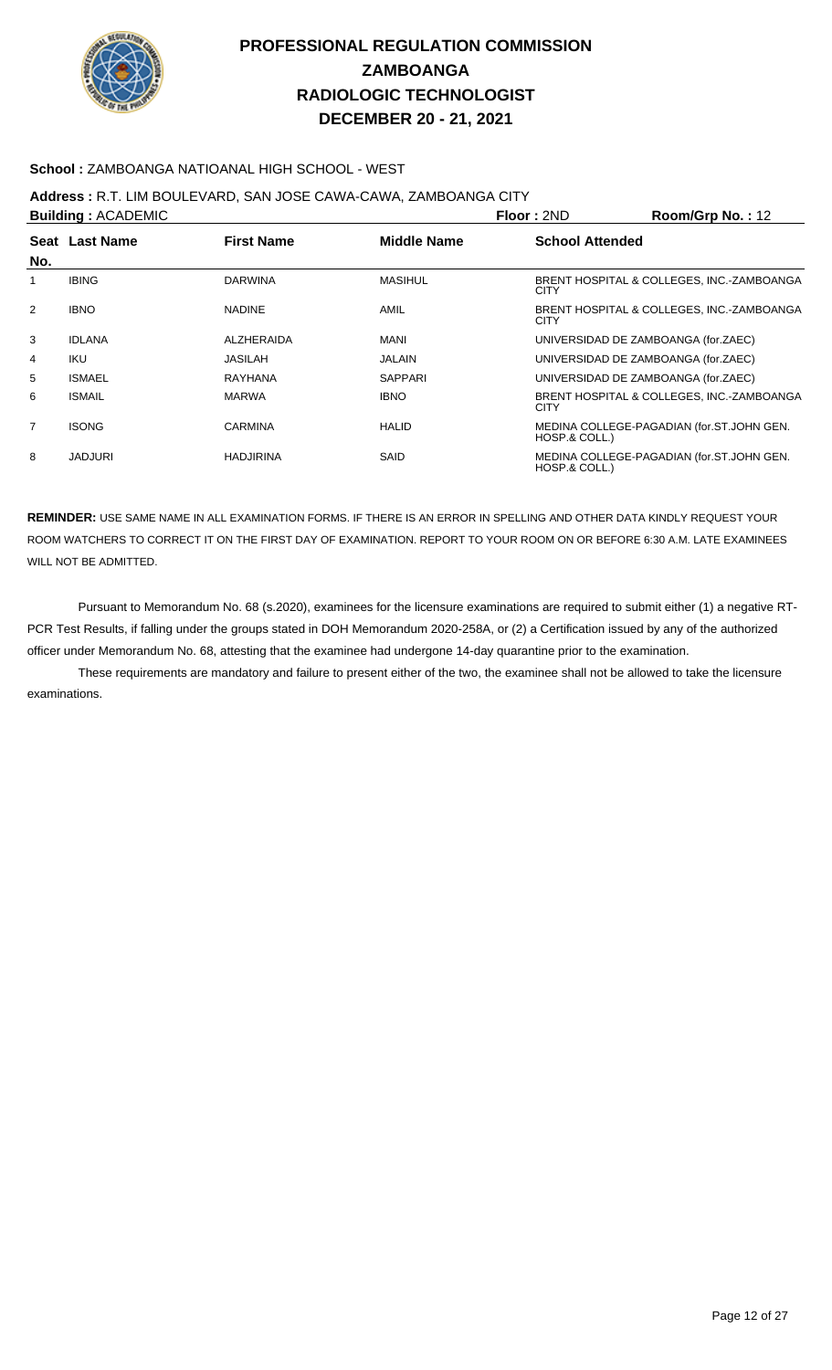# PROFESSIONAL REGULATION COMMISSION
# ZAMBOANGA
# RADIOLOGIC TECHNOLOGIST
# DECEMBER 20 - 21, 2021

**School :** ZAMBOANGA NATIOANAL HIGH SCHOOL - WEST

**Address :** R.T. LIM BOULEVARD, SAN JOSE CAWA-CAWA, ZAMBOANGA CITY

**Building :** ACADEMIC **Floor :** 2ND **Room/Grp No. :** 12

| Seat No. | Last Name | First Name | Middle Name | School Attended |
|---|---|---|---|---|
| 1 | IBING | DARWINA | MASIHUL | BRENT HOSPITAL & COLLEGES, INC.-ZAMBOANGA CITY |
| 2 | IBNO | NADINE | AMIL | BRENT HOSPITAL & COLLEGES, INC.-ZAMBOANGA CITY |
| 3 | IDLANA | ALZHERAIDA | MANI | UNIVERSIDAD DE ZAMBOANGA (for.ZAEC) |
| 4 | IKU | JASILAH | JALAIN | UNIVERSIDAD DE ZAMBOANGA (for.ZAEC) |
| 5 | ISMAEL | RAYHANA | SAPPARI | UNIVERSIDAD DE ZAMBOANGA (for.ZAEC) |
| 6 | ISMAIL | MARWA | IBNO | BRENT HOSPITAL & COLLEGES, INC.-ZAMBOANGA CITY |
| 7 | ISONG | CARMINA | HALID | MEDINA COLLEGE-PAGADIAN (for.ST.JOHN GEN. HOSP.& COLL.) |
| 8 | JADJURI | HADJIRINA | SAID | MEDINA COLLEGE-PAGADIAN (for.ST.JOHN GEN. HOSP.& COLL.) |

**REMINDER:** USE SAME NAME IN ALL EXAMINATION FORMS. IF THERE IS AN ERROR IN SPELLING AND OTHER DATA KINDLY REQUEST YOUR ROOM WATCHERS TO CORRECT IT ON THE FIRST DAY OF EXAMINATION. REPORT TO YOUR ROOM ON OR BEFORE 6:30 A.M. LATE EXAMINEES WILL NOT BE ADMITTED.

Pursuant to Memorandum No. 68 (s.2020), examinees for the licensure examinations are required to submit either (1) a negative RT-PCR Test Results, if falling under the groups stated in DOH Memorandum 2020-258A, or (2) a Certification issued by any of the authorized officer under Memorandum No. 68, attesting that the examinee had undergone 14-day quarantine prior to the examination.

These requirements are mandatory and failure to present either of the two, the examinee shall not be allowed to take the licensure examinations.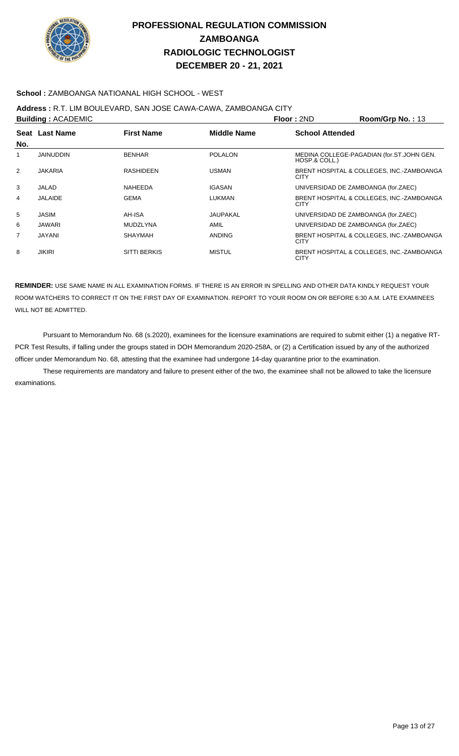# PROFESSIONAL REGULATION COMMISSION
## ZAMBOANGA
## RADIOLOGIC TECHNOLOGIST
## DECEMBER 20 - 21, 2021

**School :** ZAMBOANGA NATIOANAL HIGH SCHOOL - WEST

**Address :** R.T. LIM BOULEVARD, SAN JOSE CAWA-CAWA, ZAMBOANGA CITY

**Building :** ACADEMIC　　**Floor :** 2ND　　**Room/Grp No. :** 13

| Seat No. | Last Name | First Name | Middle Name | School Attended |
|---|---|---|---|---|
| 1 | JAINUDDIN | BENHAR | POLALON | MEDINA COLLEGE-PAGADIAN (for.ST.JOHN GEN. HOSP.& COLL.) |
| 2 | JAKARIA | RASHIDEEN | USMAN | BRENT HOSPITAL & COLLEGES, INC.-ZAMBOANGA CITY |
| 3 | JALAD | NAHEEDA | IGASAN | UNIVERSIDAD DE ZAMBOANGA (for.ZAEC) |
| 4 | JALAIDE | GEMA | LUKMAN | BRENT HOSPITAL & COLLEGES, INC.-ZAMBOANGA CITY |
| 5 | JASIM | AH-ISA | JAUPAKAL | UNIVERSIDAD DE ZAMBOANGA (for.ZAEC) |
| 6 | JAWARI | MUDZLYNA | AMIL | UNIVERSIDAD DE ZAMBOANGA (for.ZAEC) |
| 7 | JAYANI | SHAYMAH | ANDING | BRENT HOSPITAL & COLLEGES, INC.-ZAMBOANGA CITY |
| 8 | JIKIRI | SITTI BERKIS | MISTUL | BRENT HOSPITAL & COLLEGES, INC.-ZAMBOANGA CITY |

**REMINDER:** USE SAME NAME IN ALL EXAMINATION FORMS. IF THERE IS AN ERROR IN SPELLING AND OTHER DATA KINDLY REQUEST YOUR ROOM WATCHERS TO CORRECT IT ON THE FIRST DAY OF EXAMINATION. REPORT TO YOUR ROOM ON OR BEFORE 6:30 A.M. LATE EXAMINEES WILL NOT BE ADMITTED.

Pursuant to Memorandum No. 68 (s.2020), examinees for the licensure examinations are required to submit either (1) a negative RT-PCR Test Results, if falling under the groups stated in DOH Memorandum 2020-258A, or (2) a Certification issued by any of the authorized officer under Memorandum No. 68, attesting that the examinee had undergone 14-day quarantine prior to the examination.

These requirements are mandatory and failure to present either of the two, the examinee shall not be allowed to take the licensure examinations.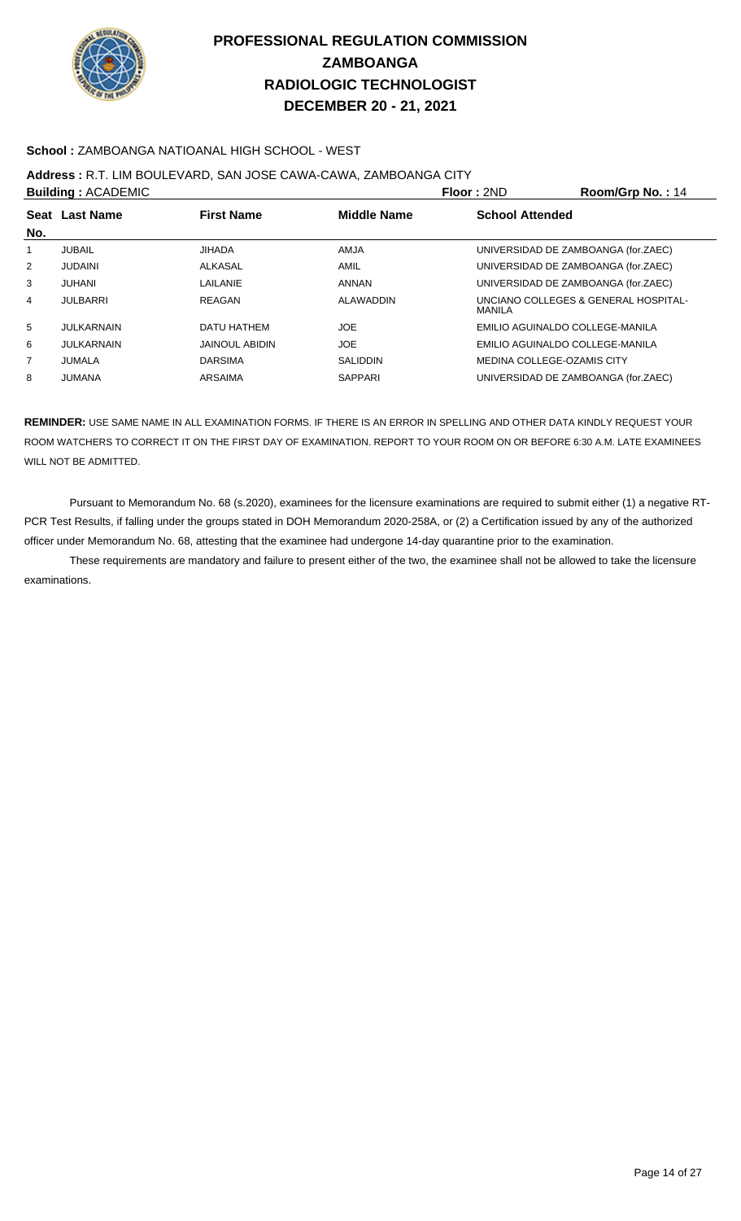# PROFESSIONAL REGULATION COMMISSION
# ZAMBOANGA
# RADIOLOGIC TECHNOLOGIST
# DECEMBER 20 - 21, 2021

**School :** ZAMBOANGA NATIOANAL HIGH SCHOOL - WEST

**Address :** R.T. LIM BOULEVARD, SAN JOSE CAWA-CAWA, ZAMBOANGA CITY

**Building :** ACADEMIC **Floor :** 2ND **Room/Grp No. :** 14

| Seat No. | Last Name | First Name | Middle Name | School Attended |
|---|---|---|---|---|
| 1 | JUBAIL | JIHADA | AMJA | UNIVERSIDAD DE ZAMBOANGA (for.ZAEC) |
| 2 | JUDAINI | ALKASAL | AMIL | UNIVERSIDAD DE ZAMBOANGA (for.ZAEC) |
| 3 | JUHANI | LAILANIE | ANNAN | UNIVERSIDAD DE ZAMBOANGA (for.ZAEC) |
| 4 | JULBARRI | REAGAN | ALAWADDIN | UNCIANO COLLEGES & GENERAL HOSPITAL-MANILA |
| 5 | JULKARNAIN | DATU HATHEM | JOE | EMILIO AGUINALDO COLLEGE-MANILA |
| 6 | JULKARNAIN | JAINOUL ABIDIN | JOE | EMILIO AGUINALDO COLLEGE-MANILA |
| 7 | JUMALA | DARSIMA | SALIDDIN | MEDINA COLLEGE-OZAMIS CITY |
| 8 | JUMANA | ARSAIMA | SAPPARI | UNIVERSIDAD DE ZAMBOANGA (for.ZAEC) |

**REMINDER:** USE SAME NAME IN ALL EXAMINATION FORMS. IF THERE IS AN ERROR IN SPELLING AND OTHER DATA KINDLY REQUEST YOUR ROOM WATCHERS TO CORRECT IT ON THE FIRST DAY OF EXAMINATION. REPORT TO YOUR ROOM ON OR BEFORE 6:30 A.M. LATE EXAMINEES WILL NOT BE ADMITTED.

Pursuant to Memorandum No. 68 (s.2020), examinees for the licensure examinations are required to submit either (1) a negative RT-PCR Test Results, if falling under the groups stated in DOH Memorandum 2020-258A, or (2) a Certification issued by any of the authorized officer under Memorandum No. 68, attesting that the examinee had undergone 14-day quarantine prior to the examination.

These requirements are mandatory and failure to present either of the two, the examinee shall not be allowed to take the licensure examinations.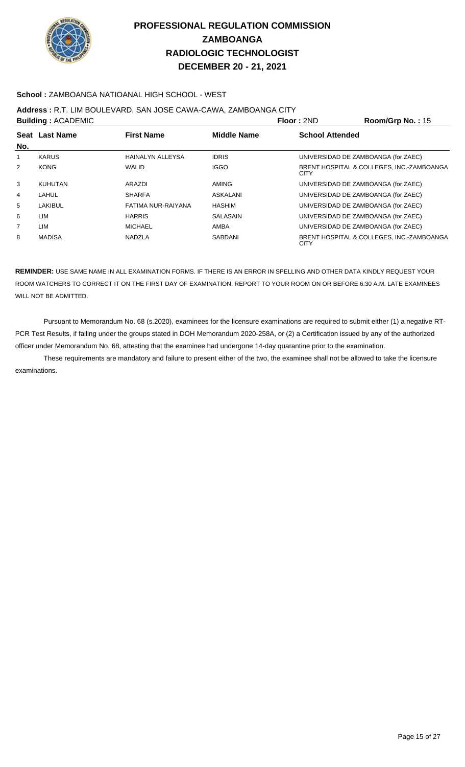# PROFESSIONAL REGULATION COMMISSION
## ZAMBOANGA
## RADIOLOGIC TECHNOLOGIST
## DECEMBER 20 - 21, 2021

**School :** ZAMBOANGA NATIOANAL HIGH SCHOOL - WEST

**Address :** R.T. LIM BOULEVARD, SAN JOSE CAWA-CAWA, ZAMBOANGA CITY

**Building :** ACADEMIC **Floor :** 2ND **Room/Grp No. :** 15

| Seat No. | Last Name | First Name | Middle Name | School Attended |
|---|---|---|---|---|
| 1 | KARUS | HAINALYN ALLEYSA | IDRIS | UNIVERSIDAD DE ZAMBOANGA (for.ZAEC) |
| 2 | KONG | WALID | IGGO | BRENT HOSPITAL & COLLEGES, INC.-ZAMBOANGA CITY |
| 3 | KUHUTAN | ARAZDI | AMING | UNIVERSIDAD DE ZAMBOANGA (for.ZAEC) |
| 4 | LAHUL | SHARFA | ASKALANI | UNIVERSIDAD DE ZAMBOANGA (for.ZAEC) |
| 5 | LAKIBUL | FATIMA NUR-RAIYANA | HASHIM | UNIVERSIDAD DE ZAMBOANGA (for.ZAEC) |
| 6 | LIM | HARRIS | SALASAIN | UNIVERSIDAD DE ZAMBOANGA (for.ZAEC) |
| 7 | LIM | MICHAEL | AMBA | UNIVERSIDAD DE ZAMBOANGA (for.ZAEC) |
| 8 | MADISA | NADZLA | SABDANI | BRENT HOSPITAL & COLLEGES, INC.-ZAMBOANGA CITY |

**REMINDER:** USE SAME NAME IN ALL EXAMINATION FORMS. IF THERE IS AN ERROR IN SPELLING AND OTHER DATA KINDLY REQUEST YOUR ROOM WATCHERS TO CORRECT IT ON THE FIRST DAY OF EXAMINATION. REPORT TO YOUR ROOM ON OR BEFORE 6:30 A.M. LATE EXAMINEES WILL NOT BE ADMITTED.

Pursuant to Memorandum No. 68 (s.2020), examinees for the licensure examinations are required to submit either (1) a negative RT-PCR Test Results, if falling under the groups stated in DOH Memorandum 2020-258A, or (2) a Certification issued by any of the authorized officer under Memorandum No. 68, attesting that the examinee had undergone 14-day quarantine prior to the examination.

These requirements are mandatory and failure to present either of the two, the examinee shall not be allowed to take the licensure examinations.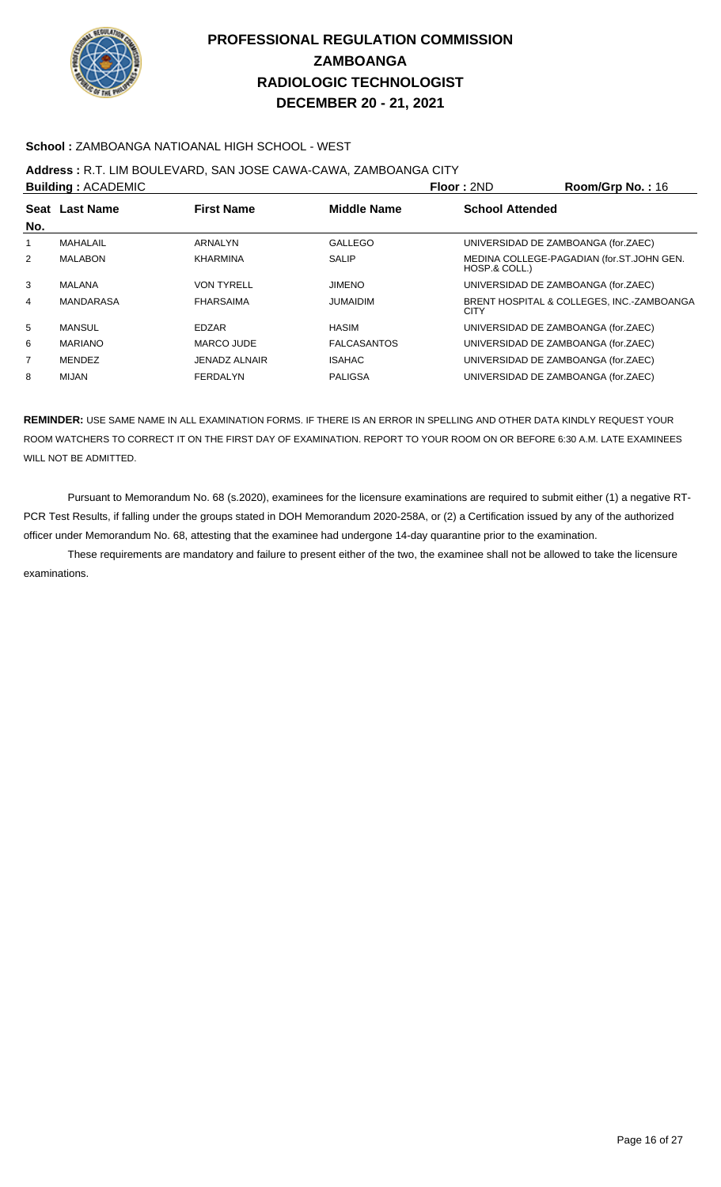# PROFESSIONAL REGULATION COMMISSION
## ZAMBOANGA
## RADIOLOGIC TECHNOLOGIST
## DECEMBER 20 - 21, 2021

**School :** ZAMBOANGA NATIOANAL HIGH SCHOOL - WEST

**Address :** R.T. LIM BOULEVARD, SAN JOSE CAWA-CAWA, ZAMBOANGA CITY

**Building :** ACADEMIC **Floor :** 2ND **Room/Grp No. :** 16

| Seat No. | Last Name | First Name | Middle Name | School Attended |
|---|---|---|---|---|
| 1 | MAHALAIL | ARNALYN | GALLEGO | UNIVERSIDAD DE ZAMBOANGA (for.ZAEC) |
| 2 | MALABON | KHARMINA | SALIP | MEDINA COLLEGE-PAGADIAN (for.ST.JOHN GEN. HOSP.& COLL.) |
| 3 | MALANA | VON TYRELL | JIMENO | UNIVERSIDAD DE ZAMBOANGA (for.ZAEC) |
| 4 | MANDARASA | FHARSAIMA | JUMAIDIM | BRENT HOSPITAL & COLLEGES, INC.-ZAMBOANGA CITY |
| 5 | MANSUL | EDZAR | HASIM | UNIVERSIDAD DE ZAMBOANGA (for.ZAEC) |
| 6 | MARIANO | MARCO JUDE | FALCASANTOS | UNIVERSIDAD DE ZAMBOANGA (for.ZAEC) |
| 7 | MENDEZ | JENADZ ALNAIR | ISAHAC | UNIVERSIDAD DE ZAMBOANGA (for.ZAEC) |
| 8 | MIJAN | FERDALYN | PALIGSA | UNIVERSIDAD DE ZAMBOANGA (for.ZAEC) |

**REMINDER:** USE SAME NAME IN ALL EXAMINATION FORMS. IF THERE IS AN ERROR IN SPELLING AND OTHER DATA KINDLY REQUEST YOUR ROOM WATCHERS TO CORRECT IT ON THE FIRST DAY OF EXAMINATION. REPORT TO YOUR ROOM ON OR BEFORE 6:30 A.M. LATE EXAMINEES WILL NOT BE ADMITTED.

Pursuant to Memorandum No. 68 (s.2020), examinees for the licensure examinations are required to submit either (1) a negative RT-PCR Test Results, if falling under the groups stated in DOH Memorandum 2020-258A, or (2) a Certification issued by any of the authorized officer under Memorandum No. 68, attesting that the examinee had undergone 14-day quarantine prior to the examination.

These requirements are mandatory and failure to present either of the two, the examinee shall not be allowed to take the licensure examinations.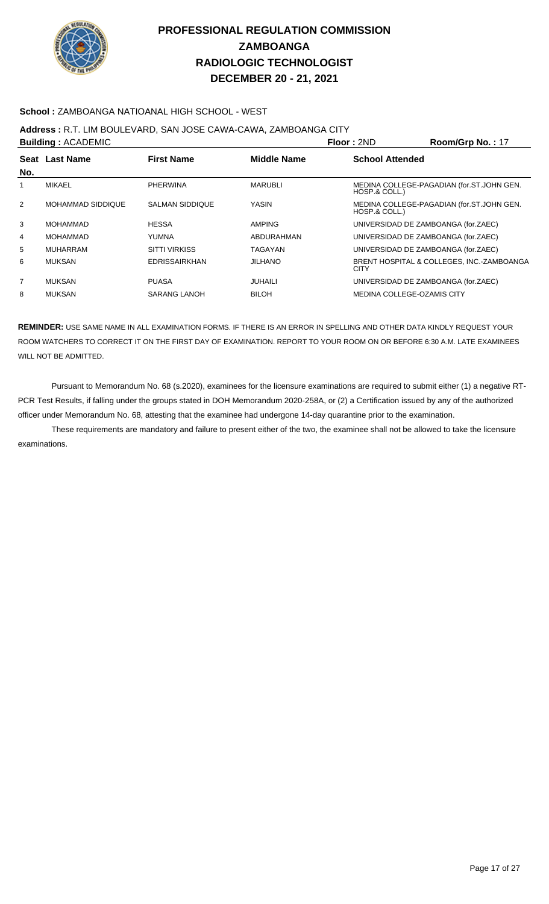# PROFESSIONAL REGULATION COMMISSION
# ZAMBOANGA
# RADIOLOGIC TECHNOLOGIST
# DECEMBER 20 - 21, 2021

**School :** ZAMBOANGA NATIOANAL HIGH SCHOOL - WEST

**Address :** R.T. LIM BOULEVARD, SAN JOSE CAWA-CAWA, ZAMBOANGA CITY

**Building :** ACADEMIC **Floor :** 2ND **Room/Grp No. :** 17

| Seat No. | Last Name | First Name | Middle Name | School Attended |
|---|---|---|---|---|
| 1 | MIKAEL | PHERWINA | MARUBLI | MEDINA COLLEGE-PAGADIAN (for.ST.JOHN GEN. HOSP.& COLL.) |
| 2 | MOHAMMAD SIDDIQUE | SALMAN SIDDIQUE | YASIN | MEDINA COLLEGE-PAGADIAN (for.ST.JOHN GEN. HOSP.& COLL.) |
| 3 | MOHAMMAD | HESSA | AMPING | UNIVERSIDAD DE ZAMBOANGA (for.ZAEC) |
| 4 | MOHAMMAD | YUMNA | ABDURAHMAN | UNIVERSIDAD DE ZAMBOANGA (for.ZAEC) |
| 5 | MUHARRAM | SITTI VIRKISS | TAGAYAN | UNIVERSIDAD DE ZAMBOANGA (for.ZAEC) |
| 6 | MUKSAN | EDRISSAIRKHAN | JILHANO | BRENT HOSPITAL & COLLEGES, INC.-ZAMBOANGA CITY |
| 7 | MUKSAN | PUASA | JUHAILI | UNIVERSIDAD DE ZAMBOANGA (for.ZAEC) |
| 8 | MUKSAN | SARANG LANOH | BILOH | MEDINA COLLEGE-OZAMIS CITY |

**REMINDER:** USE SAME NAME IN ALL EXAMINATION FORMS. IF THERE IS AN ERROR IN SPELLING AND OTHER DATA KINDLY REQUEST YOUR ROOM WATCHERS TO CORRECT IT ON THE FIRST DAY OF EXAMINATION. REPORT TO YOUR ROOM ON OR BEFORE 6:30 A.M. LATE EXAMINEES WILL NOT BE ADMITTED.

Pursuant to Memorandum No. 68 (s.2020), examinees for the licensure examinations are required to submit either (1) a negative RT-PCR Test Results, if falling under the groups stated in DOH Memorandum 2020-258A, or (2) a Certification issued by any of the authorized officer under Memorandum No. 68, attesting that the examinee had undergone 14-day quarantine prior to the examination.

These requirements are mandatory and failure to present either of the two, the examinee shall not be allowed to take the licensure examinations.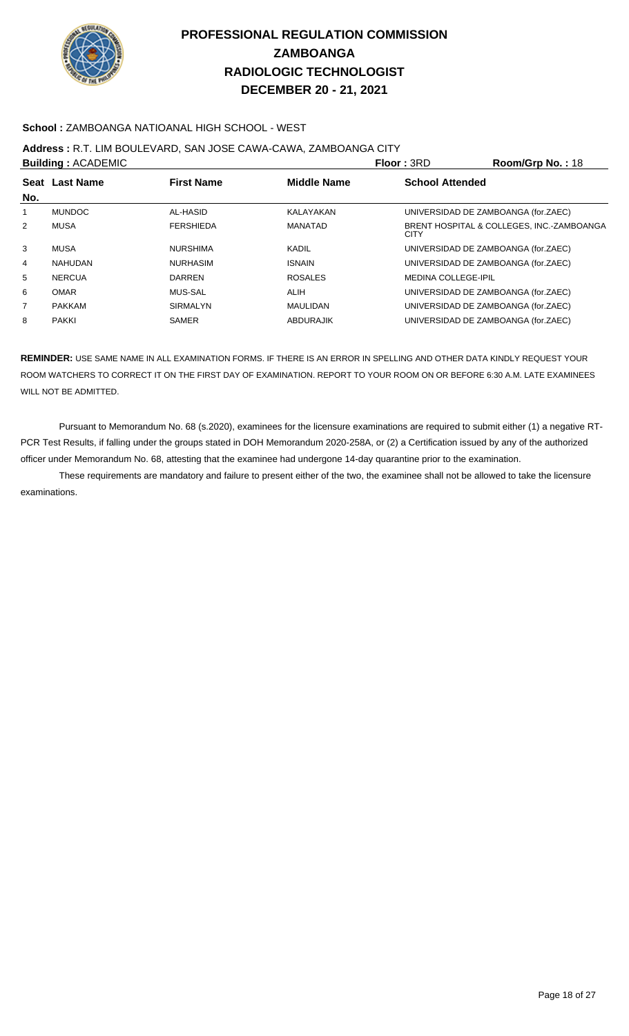# PROFESSIONAL REGULATION COMMISSION
## ZAMBOANGA
## RADIOLOGIC TECHNOLOGIST
## DECEMBER 20 - 21, 2021

**School :** ZAMBOANGA NATIOANAL HIGH SCHOOL - WEST

**Address :** R.T. LIM BOULEVARD, SAN JOSE CAWA-CAWA, ZAMBOANGA CITY

**Building :** ACADEMIC **Floor :** 3RD **Room/Grp No. :** 18

| Seat No. | Last Name | First Name | Middle Name | School Attended |
|---|---|---|---|---|
| 1 | MUNDOC | AL-HASID | KALAYAKAN | UNIVERSIDAD DE ZAMBOANGA (for.ZAEC) |
| 2 | MUSA | FERSHIEDA | MANATAD | BRENT HOSPITAL & COLLEGES, INC.-ZAMBOANGA CITY |
| 3 | MUSA | NURSHIMA | KADIL | UNIVERSIDAD DE ZAMBOANGA (for.ZAEC) |
| 4 | NAHUDAN | NURHASIM | ISNAIN | UNIVERSIDAD DE ZAMBOANGA (for.ZAEC) |
| 5 | NERCUA | DARREN | ROSALES | MEDINA COLLEGE-IPIL |
| 6 | OMAR | MUS-SAL | ALIH | UNIVERSIDAD DE ZAMBOANGA (for.ZAEC) |
| 7 | PAKKAM | SIRMALYN | MAULIDAN | UNIVERSIDAD DE ZAMBOANGA (for.ZAEC) |
| 8 | PAKKI | SAMER | ABDURAJIK | UNIVERSIDAD DE ZAMBOANGA (for.ZAEC) |

**REMINDER:** USE SAME NAME IN ALL EXAMINATION FORMS. IF THERE IS AN ERROR IN SPELLING AND OTHER DATA KINDLY REQUEST YOUR ROOM WATCHERS TO CORRECT IT ON THE FIRST DAY OF EXAMINATION. REPORT TO YOUR ROOM ON OR BEFORE 6:30 A.M. LATE EXAMINEES WILL NOT BE ADMITTED.

Pursuant to Memorandum No. 68 (s.2020), examinees for the licensure examinations are required to submit either (1) a negative RT-PCR Test Results, if falling under the groups stated in DOH Memorandum 2020-258A, or (2) a Certification issued by any of the authorized officer under Memorandum No. 68, attesting that the examinee had undergone 14-day quarantine prior to the examination.

These requirements are mandatory and failure to present either of the two, the examinee shall not be allowed to take the licensure examinations.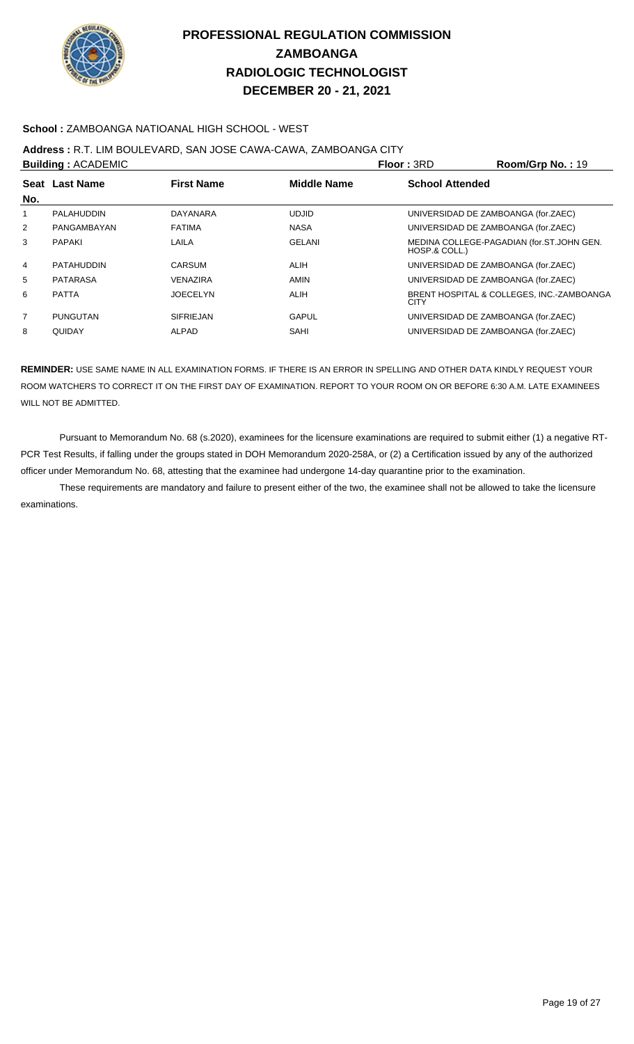# PROFESSIONAL REGULATION COMMISSION
# ZAMBOANGA
# RADIOLOGIC TECHNOLOGIST
# DECEMBER 20 - 21, 2021

**School :** ZAMBOANGA NATIOANAL HIGH SCHOOL - WEST

**Address :** R.T. LIM BOULEVARD, SAN JOSE CAWA-CAWA, ZAMBOANGA CITY

**Building :** ACADEMIC **Floor :** 3RD **Room/Grp No. :** 19

| Seat No. | Last Name | First Name | Middle Name | School Attended |
|---|---|---|---|---|
| 1 | PALAHUDDIN | DAYANARA | UDJID | UNIVERSIDAD DE ZAMBOANGA (for.ZAEC) |
| 2 | PANGAMBAYAN | FATIMA | NASA | UNIVERSIDAD DE ZAMBOANGA (for.ZAEC) |
| 3 | PAPAKI | LAILA | GELANI | MEDINA COLLEGE-PAGADIAN (for.ST.JOHN GEN. HOSP.& COLL.) |
| 4 | PATAHUDDIN | CARSUM | ALIH | UNIVERSIDAD DE ZAMBOANGA (for.ZAEC) |
| 5 | PATARASA | VENAZIRA | AMIN | UNIVERSIDAD DE ZAMBOANGA (for.ZAEC) |
| 6 | PATTA | JOECELYN | ALIH | BRENT HOSPITAL & COLLEGES, INC.-ZAMBOANGA CITY |
| 7 | PUNGUTAN | SIFRIEJAN | GAPUL | UNIVERSIDAD DE ZAMBOANGA (for.ZAEC) |
| 8 | QUIDAY | ALPAD | SAHI | UNIVERSIDAD DE ZAMBOANGA (for.ZAEC) |

**REMINDER:** USE SAME NAME IN ALL EXAMINATION FORMS. IF THERE IS AN ERROR IN SPELLING AND OTHER DATA KINDLY REQUEST YOUR ROOM WATCHERS TO CORRECT IT ON THE FIRST DAY OF EXAMINATION. REPORT TO YOUR ROOM ON OR BEFORE 6:30 A.M. LATE EXAMINEES WILL NOT BE ADMITTED.

Pursuant to Memorandum No. 68 (s.2020), examinees for the licensure examinations are required to submit either (1) a negative RT-PCR Test Results, if falling under the groups stated in DOH Memorandum 2020-258A, or (2) a Certification issued by any of the authorized officer under Memorandum No. 68, attesting that the examinee had undergone 14-day quarantine prior to the examination.

These requirements are mandatory and failure to present either of the two, the examinee shall not be allowed to take the licensure examinations.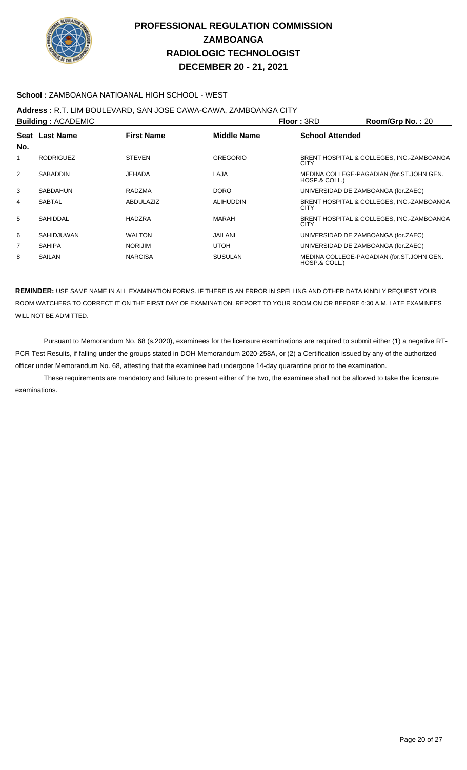# PROFESSIONAL REGULATION COMMISSION
# ZAMBOANGA
# RADIOLOGIC TECHNOLOGIST
# DECEMBER 20 - 21, 2021

**School :** ZAMBOANGA NATIOANAL HIGH SCHOOL - WEST

**Address :** R.T. LIM BOULEVARD, SAN JOSE CAWA-CAWA, ZAMBOANGA CITY

**Building :** ACADEMIC **Floor :** 3RD **Room/Grp No. :** 20

| Seat No. | Last Name | First Name | Middle Name | School Attended |
|---|---|---|---|---|
| 1 | RODRIGUEZ | STEVEN | GREGORIO | BRENT HOSPITAL & COLLEGES, INC.-ZAMBOANGA CITY |
| 2 | SABADDIN | JEHADA | LAJA | MEDINA COLLEGE-PAGADIAN (for.ST.JOHN GEN. HOSP.& COLL.) |
| 3 | SABDAHUN | RADZMA | DORO | UNIVERSIDAD DE ZAMBOANGA (for.ZAEC) |
| 4 | SABTAL | ABDULAZIZ | ALIHUDDIN | BRENT HOSPITAL & COLLEGES, INC.-ZAMBOANGA CITY |
| 5 | SAHIDDAL | HADZRA | MARAH | BRENT HOSPITAL & COLLEGES, INC.-ZAMBOANGA CITY |
| 6 | SAHIDJUWAN | WALTON | JAILANI | UNIVERSIDAD DE ZAMBOANGA (for.ZAEC) |
| 7 | SAHIPA | NORIJIM | UTOH | UNIVERSIDAD DE ZAMBOANGA (for.ZAEC) |
| 8 | SAILAN | NARCISA | SUSULAN | MEDINA COLLEGE-PAGADIAN (for.ST.JOHN GEN. HOSP.& COLL.) |

**REMINDER:** USE SAME NAME IN ALL EXAMINATION FORMS. IF THERE IS AN ERROR IN SPELLING AND OTHER DATA KINDLY REQUEST YOUR ROOM WATCHERS TO CORRECT IT ON THE FIRST DAY OF EXAMINATION. REPORT TO YOUR ROOM ON OR BEFORE 6:30 A.M. LATE EXAMINEES WILL NOT BE ADMITTED.

Pursuant to Memorandum No. 68 (s.2020), examinees for the licensure examinations are required to submit either (1) a negative RT-PCR Test Results, if falling under the groups stated in DOH Memorandum 2020-258A, or (2) a Certification issued by any of the authorized officer under Memorandum No. 68, attesting that the examinee had undergone 14-day quarantine prior to the examination.

These requirements are mandatory and failure to present either of the two, the examinee shall not be allowed to take the licensure examinations.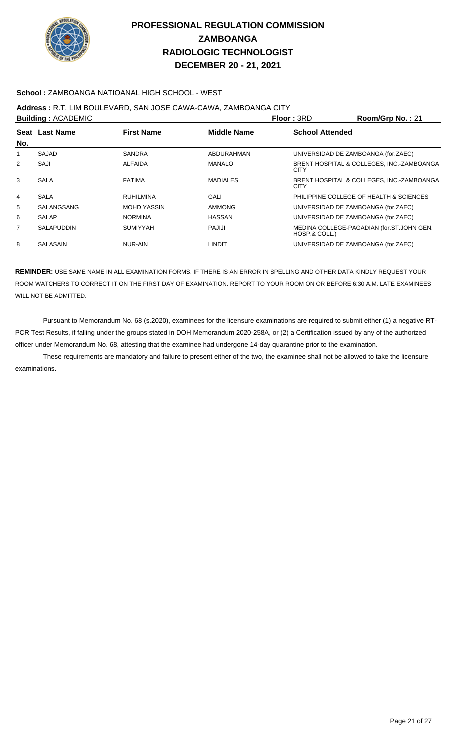# PROFESSIONAL REGULATION COMMISSION
## ZAMBOANGA
## RADIOLOGIC TECHNOLOGIST
## DECEMBER 20 - 21, 2021

**School :** ZAMBOANGA NATIOANAL HIGH SCHOOL - WEST

**Address :** R.T. LIM BOULEVARD, SAN JOSE CAWA-CAWA, ZAMBOANGA CITY

**Building :** ACADEMIC **Floor :** 3RD **Room/Grp No. :** 21

| Seat No. | Last Name | First Name | Middle Name | School Attended |
|---|---|---|---|---|
| 1 | SAJAD | SANDRA | ABDURAHMAN | UNIVERSIDAD DE ZAMBOANGA (for.ZAEC) |
| 2 | SAJI | ALFAIDA | MANALO | BRENT HOSPITAL & COLLEGES, INC.-ZAMBOANGA CITY |
| 3 | SALA | FATIMA | MADIALES | BRENT HOSPITAL & COLLEGES, INC.-ZAMBOANGA CITY |
| 4 | SALA | RUHILMINA | GALI | PHILIPPINE COLLEGE OF HEALTH & SCIENCES |
| 5 | SALANGSANG | MOHD YASSIN | AMMONG | UNIVERSIDAD DE ZAMBOANGA (for.ZAEC) |
| 6 | SALAP | NORMINA | HASSAN | UNIVERSIDAD DE ZAMBOANGA (for.ZAEC) |
| 7 | SALAPUDDIN | SUMIYYAH | PAJIJI | MEDINA COLLEGE-PAGADIAN (for.ST.JOHN GEN. HOSP.& COLL.) |
| 8 | SALASAIN | NUR-AIN | LINDIT | UNIVERSIDAD DE ZAMBOANGA (for.ZAEC) |

**REMINDER:** USE SAME NAME IN ALL EXAMINATION FORMS. IF THERE IS AN ERROR IN SPELLING AND OTHER DATA KINDLY REQUEST YOUR ROOM WATCHERS TO CORRECT IT ON THE FIRST DAY OF EXAMINATION. REPORT TO YOUR ROOM ON OR BEFORE 6:30 A.M. LATE EXAMINEES WILL NOT BE ADMITTED.

Pursuant to Memorandum No. 68 (s.2020), examinees for the licensure examinations are required to submit either (1) a negative RT-PCR Test Results, if falling under the groups stated in DOH Memorandum 2020-258A, or (2) a Certification issued by any of the authorized officer under Memorandum No. 68, attesting that the examinee had undergone 14-day quarantine prior to the examination.

These requirements are mandatory and failure to present either of the two, the examinee shall not be allowed to take the licensure examinations.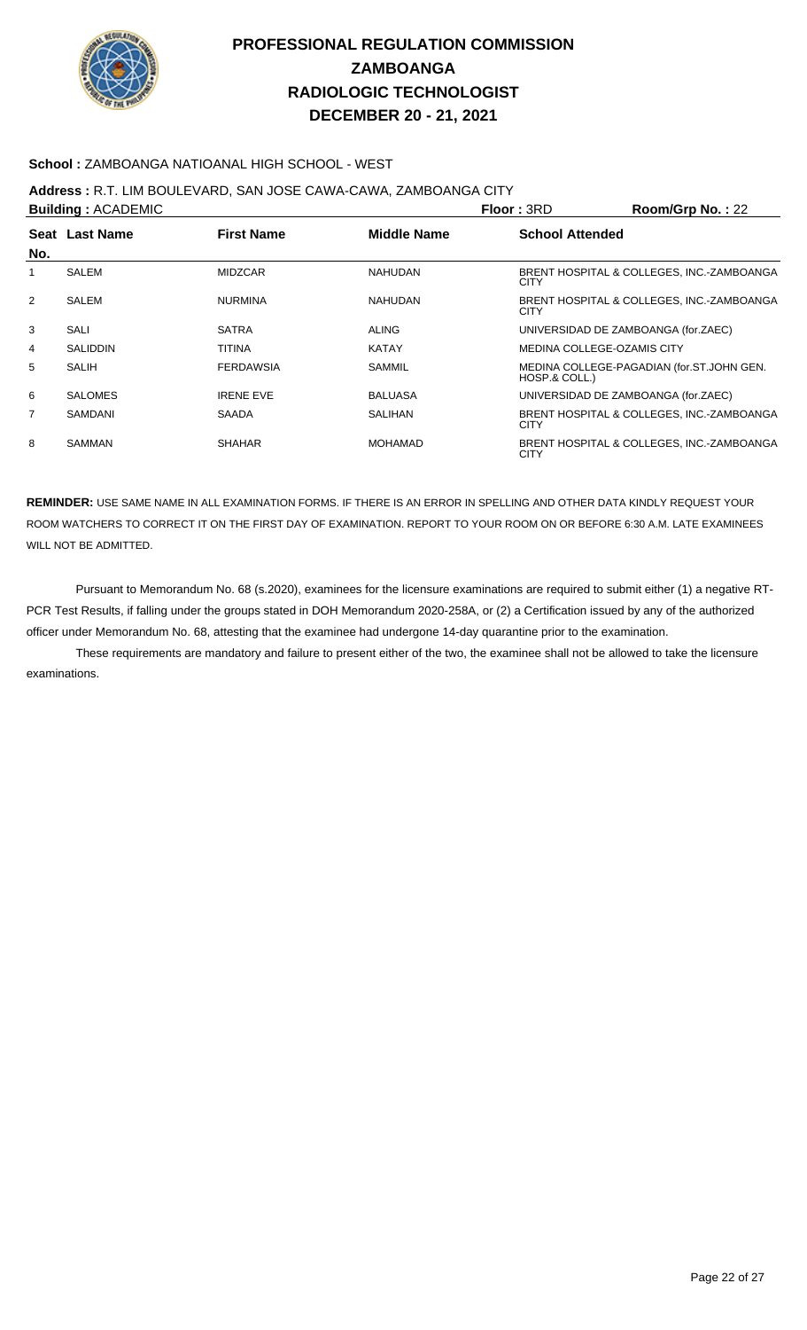# PROFESSIONAL REGULATION COMMISSION
## ZAMBOANGA
## RADIOLOGIC TECHNOLOGIST
## DECEMBER 20 - 21, 2021

**School :** ZAMBOANGA NATIOANAL HIGH SCHOOL - WEST

**Address :** R.T. LIM BOULEVARD, SAN JOSE CAWA-CAWA, ZAMBOANGA CITY

**Building :** ACADEMIC **Floor :** 3RD **Room/Grp No. :** 22

| Seat No. | Last Name | First Name | Middle Name | School Attended |
|---|---|---|---|---|
| 1 | SALEM | MIDZCAR | NAHUDAN | BRENT HOSPITAL & COLLEGES, INC.-ZAMBOANGA CITY |
| 2 | SALEM | NURMINA | NAHUDAN | BRENT HOSPITAL & COLLEGES, INC.-ZAMBOANGA CITY |
| 3 | SALI | SATRA | ALING | UNIVERSIDAD DE ZAMBOANGA (for.ZAEC) |
| 4 | SALIDDIN | TITINA | KATAY | MEDINA COLLEGE-OZAMIS CITY |
| 5 | SALIH | FERDAWSIA | SAMMIL | MEDINA COLLEGE-PAGADIAN (for.ST.JOHN GEN. HOSP.& COLL.) |
| 6 | SALOMES | IRENE EVE | BALUASA | UNIVERSIDAD DE ZAMBOANGA (for.ZAEC) |
| 7 | SAMDANI | SAADA | SALIHAN | BRENT HOSPITAL & COLLEGES, INC.-ZAMBOANGA CITY |
| 8 | SAMMAN | SHAHAR | MOHAMAD | BRENT HOSPITAL & COLLEGES, INC.-ZAMBOANGA CITY |

**REMINDER:** USE SAME NAME IN ALL EXAMINATION FORMS. IF THERE IS AN ERROR IN SPELLING AND OTHER DATA KINDLY REQUEST YOUR ROOM WATCHERS TO CORRECT IT ON THE FIRST DAY OF EXAMINATION. REPORT TO YOUR ROOM ON OR BEFORE 6:30 A.M. LATE EXAMINEES WILL NOT BE ADMITTED.

Pursuant to Memorandum No. 68 (s.2020), examinees for the licensure examinations are required to submit either (1) a negative RT-PCR Test Results, if falling under the groups stated in DOH Memorandum 2020-258A, or (2) a Certification issued by any of the authorized officer under Memorandum No. 68, attesting that the examinee had undergone 14-day quarantine prior to the examination.

These requirements are mandatory and failure to present either of the two, the examinee shall not be allowed to take the licensure examinations.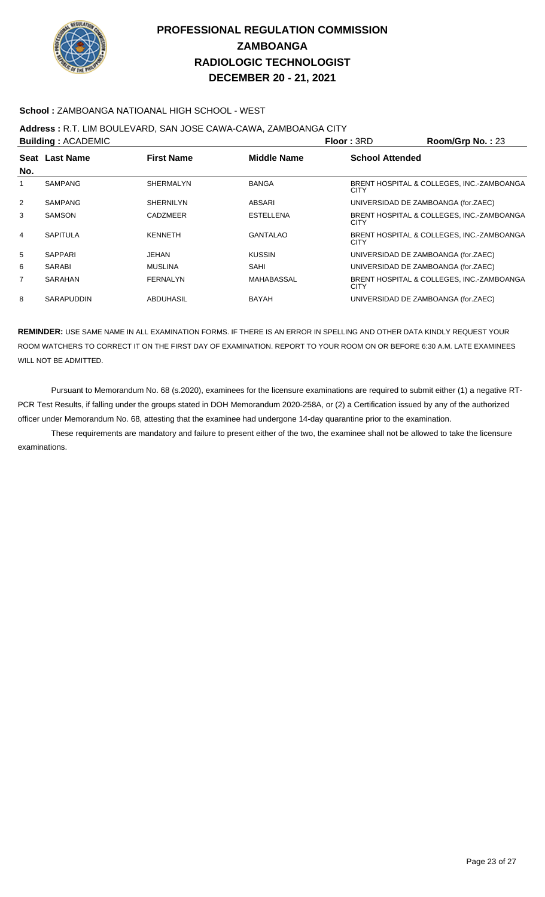# PROFESSIONAL REGULATION COMMISSION
## ZAMBOANGA
## RADIOLOGIC TECHNOLOGIST
## DECEMBER 20 - 21, 2021

**School :** ZAMBOANGA NATIOANAL HIGH SCHOOL - WEST

**Address :** R.T. LIM BOULEVARD, SAN JOSE CAWA-CAWA, ZAMBOANGA CITY

**Building :** ACADEMIC **Floor :** 3RD **Room/Grp No. :** 23

| Seat No. | Last Name | First Name | Middle Name | School Attended |
|---|---|---|---|---|
| 1 | SAMPANG | SHERMALYN | BANGA | BRENT HOSPITAL & COLLEGES, INC.-ZAMBOANGA CITY |
| 2 | SAMPANG | SHERNILYN | ABSARI | UNIVERSIDAD DE ZAMBOANGA (for.ZAEC) |
| 3 | SAMSON | CADZMEER | ESTELLENA | BRENT HOSPITAL & COLLEGES, INC.-ZAMBOANGA CITY |
| 4 | SAPITULA | KENNETH | GANTALAO | BRENT HOSPITAL & COLLEGES, INC.-ZAMBOANGA CITY |
| 5 | SAPPARI | JEHAN | KUSSIN | UNIVERSIDAD DE ZAMBOANGA (for.ZAEC) |
| 6 | SARABI | MUSLINA | SAHI | UNIVERSIDAD DE ZAMBOANGA (for.ZAEC) |
| 7 | SARAHAN | FERNALYN | MAHABASSAL | BRENT HOSPITAL & COLLEGES, INC.-ZAMBOANGA CITY |
| 8 | SARAPUDDIN | ABDUHASIL | BAYAH | UNIVERSIDAD DE ZAMBOANGA (for.ZAEC) |

**REMINDER:** USE SAME NAME IN ALL EXAMINATION FORMS. IF THERE IS AN ERROR IN SPELLING AND OTHER DATA KINDLY REQUEST YOUR ROOM WATCHERS TO CORRECT IT ON THE FIRST DAY OF EXAMINATION. REPORT TO YOUR ROOM ON OR BEFORE 6:30 A.M. LATE EXAMINEES WILL NOT BE ADMITTED.

Pursuant to Memorandum No. 68 (s.2020), examinees for the licensure examinations are required to submit either (1) a negative RT-PCR Test Results, if falling under the groups stated in DOH Memorandum 2020-258A, or (2) a Certification issued by any of the authorized officer under Memorandum No. 68, attesting that the examinee had undergone 14-day quarantine prior to the examination.

These requirements are mandatory and failure to present either of the two, the examinee shall not be allowed to take the licensure examinations.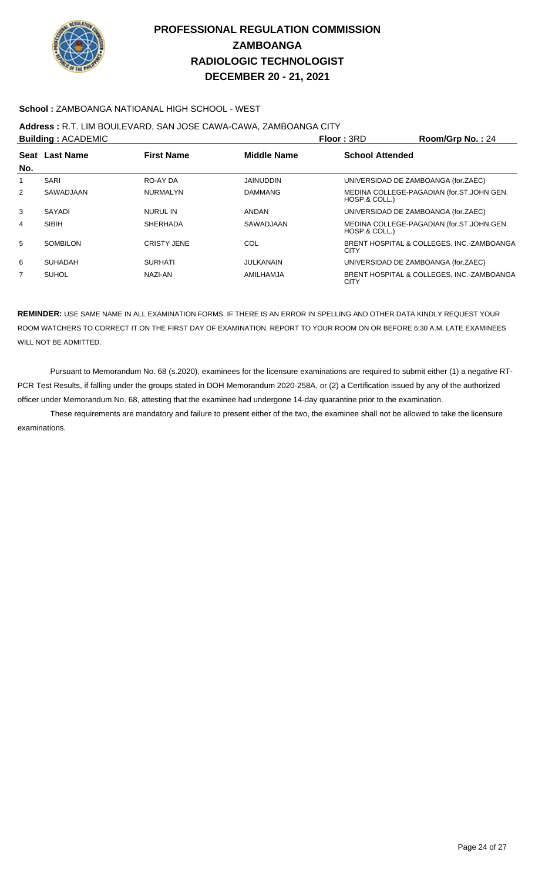# PROFESSIONAL REGULATION COMMISSION
# ZAMBOANGA
# RADIOLOGIC TECHNOLOGIST
# DECEMBER 20 - 21, 2021

**School :** ZAMBOANGA NATIOANAL HIGH SCHOOL - WEST

**Address :** R.T. LIM BOULEVARD, SAN JOSE CAWA-CAWA, ZAMBOANGA CITY

**Building :** ACADEMIC **Floor :** 3RD **Room/Grp No. :** 24

| Seat No. | Last Name | First Name | Middle Name | School Attended |
|---|---|---|---|---|
| 1 | SARI | RO-AY DA | JAINUDDIN | UNIVERSIDAD DE ZAMBOANGA (for.ZAEC) |
| 2 | SAWADJAAN | NURMALYN | DAMMANG | MEDINA COLLEGE-PAGADIAN (for.ST.JOHN GEN. HOSP.& COLL.) |
| 3 | SAYADI | NURUL IN | ANDAN | UNIVERSIDAD DE ZAMBOANGA (for.ZAEC) |
| 4 | SIBIH | SHERHADA | SAWADJAAN | MEDINA COLLEGE-PAGADIAN (for.ST.JOHN GEN. HOSP.& COLL.) |
| 5 | SOMBILON | CRISTY JENE | COL | BRENT HOSPITAL & COLLEGES, INC.-ZAMBOANGA CITY |
| 6 | SUHADAH | SURHATI | JULKANAIN | UNIVERSIDAD DE ZAMBOANGA (for.ZAEC) |
| 7 | SUHOL | NAZI-AN | AMILHAMJA | BRENT HOSPITAL & COLLEGES, INC.-ZAMBOANGA CITY |

**REMINDER:** USE SAME NAME IN ALL EXAMINATION FORMS. IF THERE IS AN ERROR IN SPELLING AND OTHER DATA KINDLY REQUEST YOUR ROOM WATCHERS TO CORRECT IT ON THE FIRST DAY OF EXAMINATION. REPORT TO YOUR ROOM ON OR BEFORE 6:30 A.M. LATE EXAMINEES WILL NOT BE ADMITTED.

Pursuant to Memorandum No. 68 (s.2020), examinees for the licensure examinations are required to submit either (1) a negative RT-PCR Test Results, if falling under the groups stated in DOH Memorandum 2020-258A, or (2) a Certification issued by any of the authorized officer under Memorandum No. 68, attesting that the examinee had undergone 14-day quarantine prior to the examination.

These requirements are mandatory and failure to present either of the two, the examinee shall not be allowed to take the licensure examinations.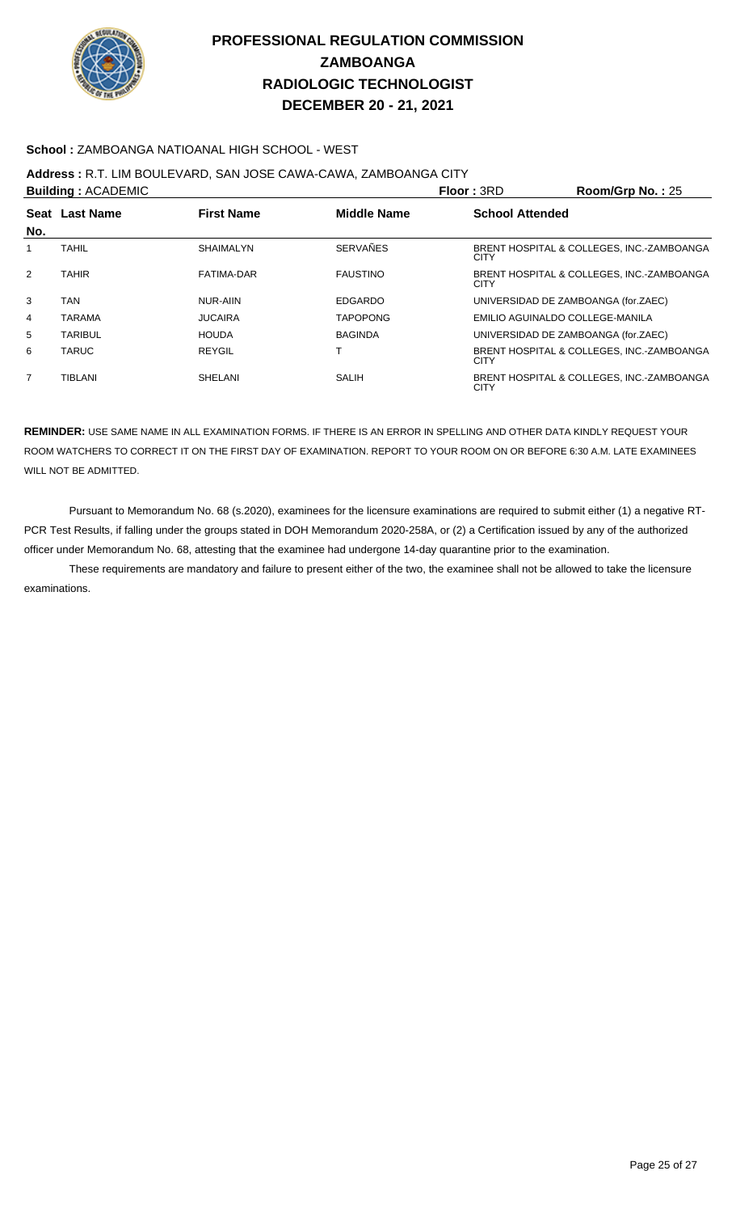# PROFESSIONAL REGULATION COMMISSION
# ZAMBOANGA
# RADIOLOGIC TECHNOLOGIST
# DECEMBER 20 - 21, 2021

**School :** ZAMBOANGA NATIOANAL HIGH SCHOOL - WEST

**Address :** R.T. LIM BOULEVARD, SAN JOSE CAWA-CAWA, ZAMBOANGA CITY

**Building :** ACADEMIC **Floor :** 3RD **Room/Grp No. :** 25

| Seat No. | Last Name | First Name | Middle Name | School Attended |
|---|---|---|---|---|
| 1 | TAHIL | SHAIMALYN | SERVAÑES | BRENT HOSPITAL & COLLEGES, INC.-ZAMBOANGA CITY |
| 2 | TAHIR | FATIMA-DAR | FAUSTINO | BRENT HOSPITAL & COLLEGES, INC.-ZAMBOANGA CITY |
| 3 | TAN | NUR-AIIN | EDGARDO | UNIVERSIDAD DE ZAMBOANGA (for.ZAEC) |
| 4 | TARAMA | JUCAIRA | TAPOPONG | EMILIO AGUINALDO COLLEGE-MANILA |
| 5 | TARIBUL | HOUDA | BAGINDA | UNIVERSIDAD DE ZAMBOANGA (for.ZAEC) |
| 6 | TARUC | REYGIL | T | BRENT HOSPITAL & COLLEGES, INC.-ZAMBOANGA CITY |
| 7 | TIBLANI | SHELANI | SALIH | BRENT HOSPITAL & COLLEGES, INC.-ZAMBOANGA CITY |

**REMINDER:** USE SAME NAME IN ALL EXAMINATION FORMS. IF THERE IS AN ERROR IN SPELLING AND OTHER DATA KINDLY REQUEST YOUR ROOM WATCHERS TO CORRECT IT ON THE FIRST DAY OF EXAMINATION. REPORT TO YOUR ROOM ON OR BEFORE 6:30 A.M. LATE EXAMINEES WILL NOT BE ADMITTED.

Pursuant to Memorandum No. 68 (s.2020), examinees for the licensure examinations are required to submit either (1) a negative RT-PCR Test Results, if falling under the groups stated in DOH Memorandum 2020-258A, or (2) a Certification issued by any of the authorized officer under Memorandum No. 68, attesting that the examinee had undergone 14-day quarantine prior to the examination.

These requirements are mandatory and failure to present either of the two, the examinee shall not be allowed to take the licensure examinations.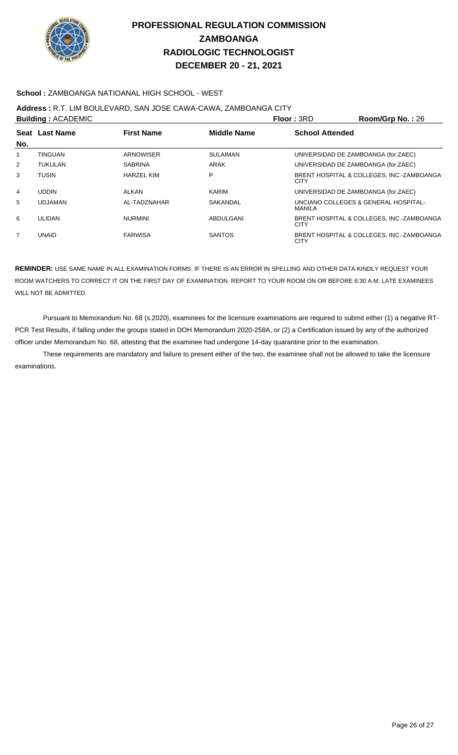# PROFESSIONAL REGULATION COMMISSION
# ZAMBOANGA
# RADIOLOGIC TECHNOLOGIST
# DECEMBER 20 - 21, 2021

**School :** ZAMBOANGA NATIOANAL HIGH SCHOOL - WEST

**Address :** R.T. LIM BOULEVARD, SAN JOSE CAWA-CAWA, ZAMBOANGA CITY

**Building :** ACADEMIC **Floor :** 3RD **Room/Grp No. :** 26

| Seat No. | Last Name | First Name | Middle Name | School Attended |
|---|---|---|---|---|
| 1 | TINGUAN | ARNOWISER | SULAIMAN | UNIVERSIDAD DE ZAMBOANGA (for.ZAEC) |
| 2 | TUKULAN | SABRINA | ARAK | UNIVERSIDAD DE ZAMBOANGA (for.ZAEC) |
| 3 | TUSIN | HARZEL KIM | P | BRENT HOSPITAL & COLLEGES, INC.-ZAMBOANGA CITY |
| 4 | UDDIN | ALKAN | KARIM | UNIVERSIDAD DE ZAMBOANGA (for.ZAEC) |
| 5 | UDJAMAN | AL-TADZNAHAR | SAKANDAL | UNCIANO COLLEGES & GENERAL HOSPITAL-MANILA |
| 6 | ULIDAN | NURMINI | ABDULGANI | BRENT HOSPITAL & COLLEGES, INC.-ZAMBOANGA CITY |
| 7 | UNAID | FARWISA | SANTOS | BRENT HOSPITAL & COLLEGES, INC.-ZAMBOANGA CITY |

**REMINDER:** USE SAME NAME IN ALL EXAMINATION FORMS. IF THERE IS AN ERROR IN SPELLING AND OTHER DATA KINDLY REQUEST YOUR ROOM WATCHERS TO CORRECT IT ON THE FIRST DAY OF EXAMINATION. REPORT TO YOUR ROOM ON OR BEFORE 6:30 A.M. LATE EXAMINEES WILL NOT BE ADMITTED.

Pursuant to Memorandum No. 68 (s.2020), examinees for the licensure examinations are required to submit either (1) a negative RT-PCR Test Results, if falling under the groups stated in DOH Memorandum 2020-258A, or (2) a Certification issued by any of the authorized officer under Memorandum No. 68, attesting that the examinee had undergone 14-day quarantine prior to the examination.

These requirements are mandatory and failure to present either of the two, the examinee shall not be allowed to take the licensure examinations.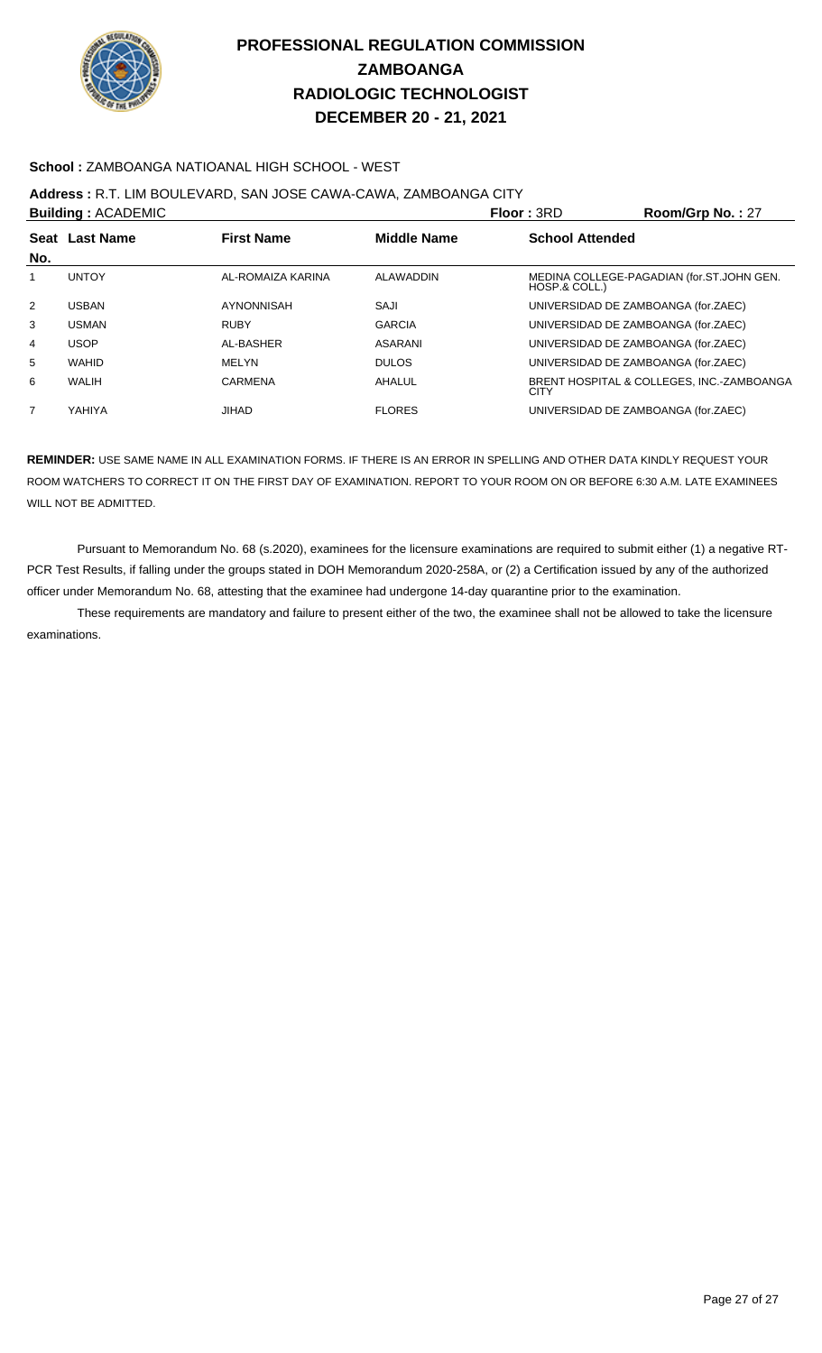# PROFESSIONAL REGULATION COMMISSION
# ZAMBOANGA
# RADIOLOGIC TECHNOLOGIST
# DECEMBER 20 - 21, 2021

**School :** ZAMBOANGA NATIOANAL HIGH SCHOOL - WEST

**Address :** R.T. LIM BOULEVARD, SAN JOSE CAWA-CAWA, ZAMBOANGA CITY

**Building :** ACADEMIC **Floor :** 3RD **Room/Grp No. :** 27

| Seat No. | Last Name | First Name | Middle Name | School Attended |
|---|---|---|---|---|
| 1 | UNTOY | AL-ROMAIZA KARINA | ALAWADDIN | MEDINA COLLEGE-PAGADIAN (for.ST.JOHN GEN. HOSP.& COLL.) |
| 2 | USBAN | AYNONNISAH | SAJI | UNIVERSIDAD DE ZAMBOANGA (for.ZAEC) |
| 3 | USMAN | RUBY | GARCIA | UNIVERSIDAD DE ZAMBOANGA (for.ZAEC) |
| 4 | USOP | AL-BASHER | ASARANI | UNIVERSIDAD DE ZAMBOANGA (for.ZAEC) |
| 5 | WAHID | MELYN | DULOS | UNIVERSIDAD DE ZAMBOANGA (for.ZAEC) |
| 6 | WALIH | CARMENA | AHALUL | BRENT HOSPITAL & COLLEGES, INC.-ZAMBOANGA CITY |
| 7 | YAHIYA | JIHAD | FLORES | UNIVERSIDAD DE ZAMBOANGA (for.ZAEC) |

**REMINDER:** USE SAME NAME IN ALL EXAMINATION FORMS. IF THERE IS AN ERROR IN SPELLING AND OTHER DATA KINDLY REQUEST YOUR ROOM WATCHERS TO CORRECT IT ON THE FIRST DAY OF EXAMINATION. REPORT TO YOUR ROOM ON OR BEFORE 6:30 A.M. LATE EXAMINEES WILL NOT BE ADMITTED.

Pursuant to Memorandum No. 68 (s.2020), examinees for the licensure examinations are required to submit either (1) a negative RT-PCR Test Results, if falling under the groups stated in DOH Memorandum 2020-258A, or (2) a Certification issued by any of the authorized officer under Memorandum No. 68, attesting that the examinee had undergone 14-day quarantine prior to the examination.

These requirements are mandatory and failure to present either of the two, the examinee shall not be allowed to take the licensure examinations.